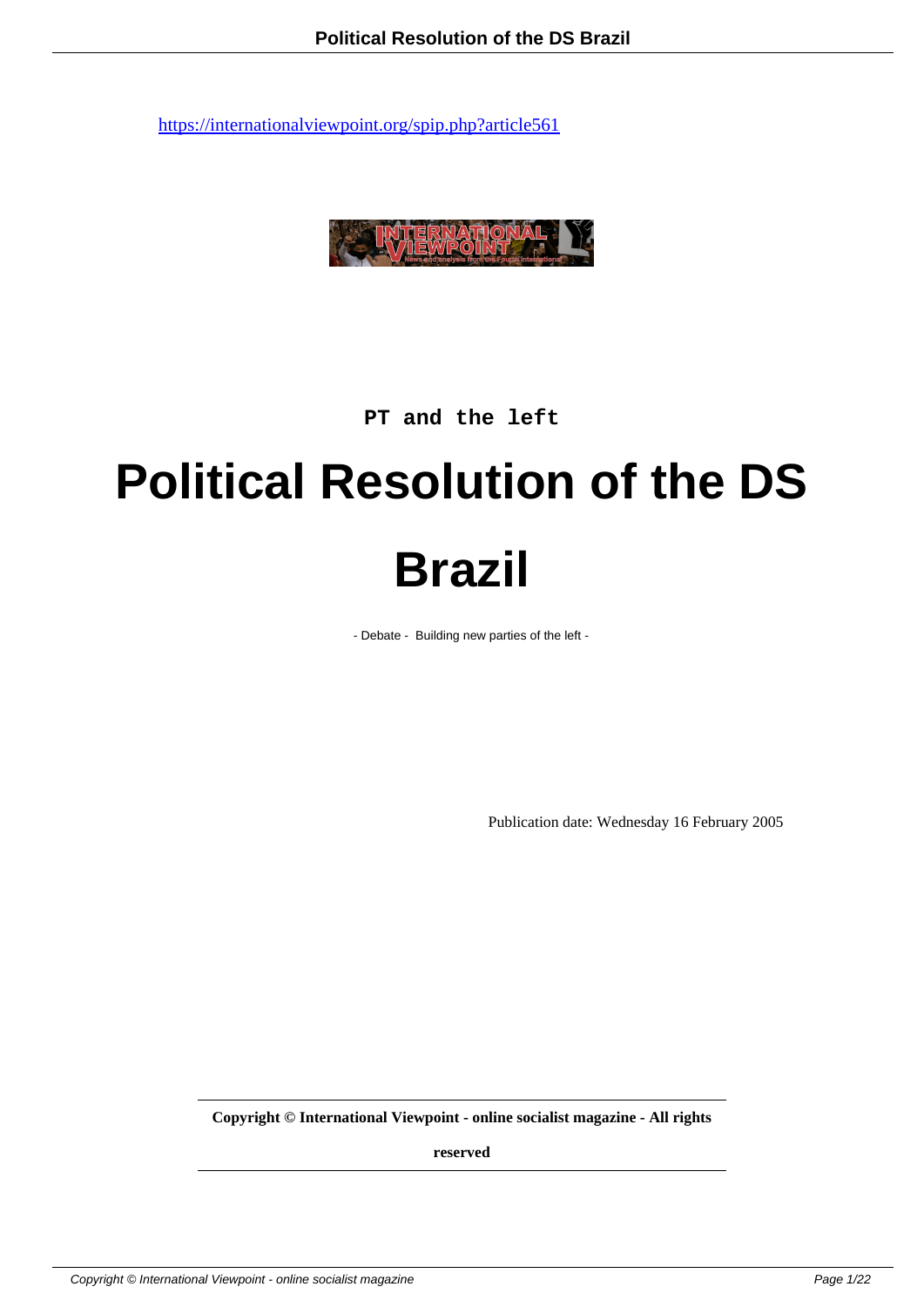https://internationalviewpoint.org/spip.php?article561

PT and the left

# Political Resolution of the DS Brazil

- Debate - Building new parties of the left -

Publication date: Wednesday 16 February 2005

**Copyright © International Viewpoint - online socialist magazine - All rights reserved**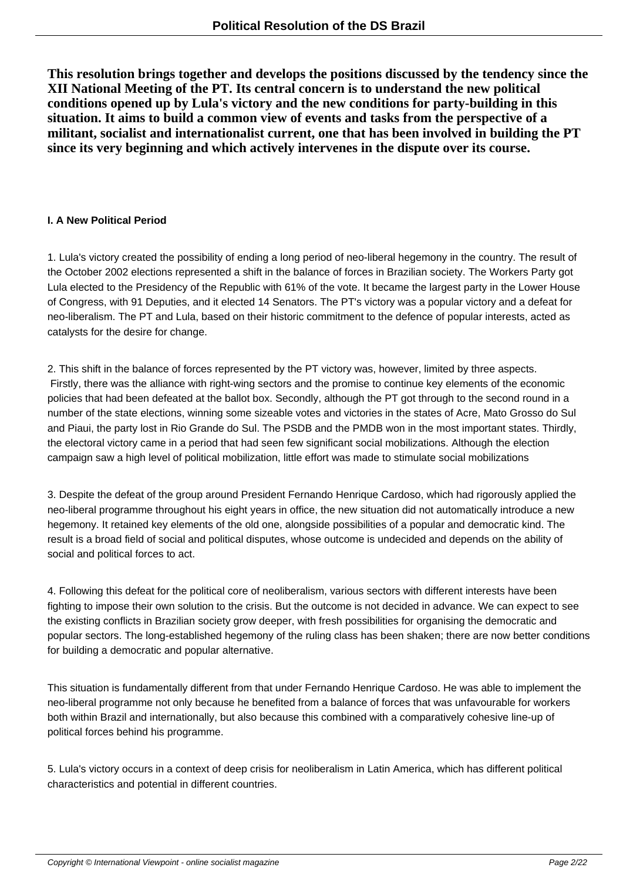**This resolution brings together and develops the positions discussed by the tendency since the XII National Meeting of the PT. Its central concern is to understand the new political conditions opened up by Lula's victory and the new conditions for party-building in this situation. It aims to build a common view of events and tasks from the perspective of a militant, socialist and internationalist current, one that has been involved in building the PT since its very beginning and which actively intervenes in the dispute over its course.**

## I. A New Political Period

1. Lula's victory created the possibility of ending a long period of neo-liberal hegemony in the country. The result of the October 2002 elections represented a shift in the balance of forces in Brazilian society. The Workers Party got Lula elected to the Presidency of the Republic with 61% of the vote. It became the largest party in the Lower House of Congress, with 91 Deputies, and it elected 14 Senators. The PT's victory was a popular victory and a defeat for neo-liberalism. The PT and Lula, based on their historic commitment to the defence of popular interests, acted as catalysts for the desire for change.

2. This shift in the balance of forces represented by the PT victory was, however, limited by three aspects. Firstly, there was the alliance with right-wing sectors and the promise to continue key elements of the economic policies that had been defeated at the ballot box. Secondly, although the PT got through to the second round in a number of the state elections, winning some sizeable votes and victories in the states of Acre, Mato Grosso do Sul and Piaui, the party lost in Rio Grande do Sul. The PSDB and the PMDB won in the most important states. Thirdly, the electoral victory came in a period that had seen few significant social mobilizations. Although the election campaign saw a high level of political mobilization, little effort was made to stimulate social mobilizations

3. Despite the defeat of the group around President Fernando Henrique Cardoso, which had rigorously applied the neo-liberal programme throughout his eight years in office, the new situation did not automatically introduce a new hegemony. It retained key elements of the old one, alongside possibilities of a popular and democratic kind. The result is a broad field of social and political disputes, whose outcome is undecided and depends on the ability of social and political forces to act.

4. Following this defeat for the political core of neoliberalism, various sectors with different interests have been fighting to impose their own solution to the crisis. But the outcome is not decided in advance. We can expect to see the existing conflicts in Brazilian society grow deeper, with fresh possibilities for organising the democratic and popular sectors. The long-established hegemony of the ruling class has been shaken; there are now better conditions for building a democratic and popular alternative.

This situation is fundamentally different from that under Fernando Henrique Cardoso. He was able to implement the neo-liberal programme not only because he benefited from a balance of forces that was unfavourable for workers both within Brazil and internationally, but also because this combined with a comparatively cohesive line-up of political forces behind his programme.

5. Lula's victory occurs in a context of deep crisis for neoliberalism in Latin America, which has different political characteristics and potential in different countries.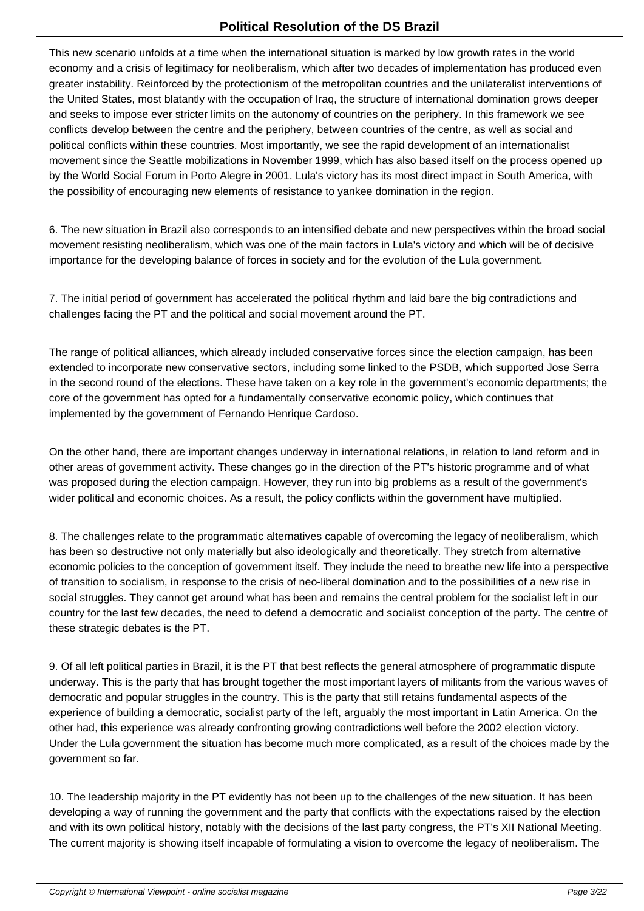This new scenario unfolds at a time when the international situation is marked by low growth rates in the world economy and a crisis of legitimacy for neoliberalism, which after two decades of implementation has produced even greater instability. Reinforced by the protectionism of the metropolitan countries and the unilateralist interventions of the United States, most blatantly with the occupation of Iraq, the structure of international domination grows deeper and seeks to impose ever stricter limits on the autonomy of countries on the periphery. In this framework we see conflicts develop between the centre and the periphery, between countries of the centre, as well as social and political conflicts within these countries. Most importantly, we see the rapid development of an internationalist movement since the Seattle mobilizations in November 1999, which has also based itself on the process opened up by the World Social Forum in Porto Alegre in 2001. Lula's victory has its most direct impact in South America, with the possibility of encouraging new elements of resistance to yankee domination in the region.

6. The new situation in Brazil also corresponds to an intensified debate and new perspectives within the broad social movement resisting neoliberalism, which was one of the main factors in Lula's victory and which will be of decisive importance for the developing balance of forces in society and for the evolution of the Lula government.

7. The initial period of government has accelerated the political rhythm and laid bare the big contradictions and challenges facing the PT and the political and social movement around the PT.

The range of political alliances, which already included conservative forces since the election campaign, has been extended to incorporate new conservative sectors, including some linked to the PSDB, which supported Jose Serra in the second round of the elections. These have taken on a key role in the government's economic departments; the core of the government has opted for a fundamentally conservative economic policy, which continues that implemented by the government of Fernando Henrique Cardoso.

On the other hand, there are important changes underway in international relations, in relation to land reform and in other areas of government activity. These changes go in the direction of the PT's historic programme and of what was proposed during the election campaign. However, they run into big problems as a result of the government's wider political and economic choices. As a result, the policy conflicts within the government have multiplied.

8. The challenges relate to the programmatic alternatives capable of overcoming the legacy of neoliberalism, which has been so destructive not only materially but also ideologically and theoretically. They stretch from alternative economic policies to the conception of government itself. They include the need to breathe new life into a perspective of transition to socialism, in response to the crisis of neo-liberal domination and to the possibilities of a new rise in social struggles. They cannot get around what has been and remains the central problem for the socialist left in our country for the last few decades, the need to defend a democratic and socialist conception of the party. The centre of these strategic debates is the PT.

9. Of all left political parties in Brazil, it is the PT that best reflects the general atmosphere of programmatic dispute underway. This is the party that has brought together the most important layers of militants from the various waves of democratic and popular struggles in the country. This is the party that still retains fundamental aspects of the experience of building a democratic, socialist party of the left, arguably the most important in Latin America. On the other had, this experience was already confronting growing contradictions well before the 2002 election victory. Under the Lula government the situation has become much more complicated, as a result of the choices made by the government so far.

10. The leadership majority in the PT evidently has not been up to the challenges of the new situation. It has been developing a way of running the government and the party that conflicts with the expectations raised by the election and with its own political history, notably with the decisions of the last party congress, the PT's XII National Meeting. The current majority is showing itself incapable of formulating a vision to overcome the legacy of neoliberalism. The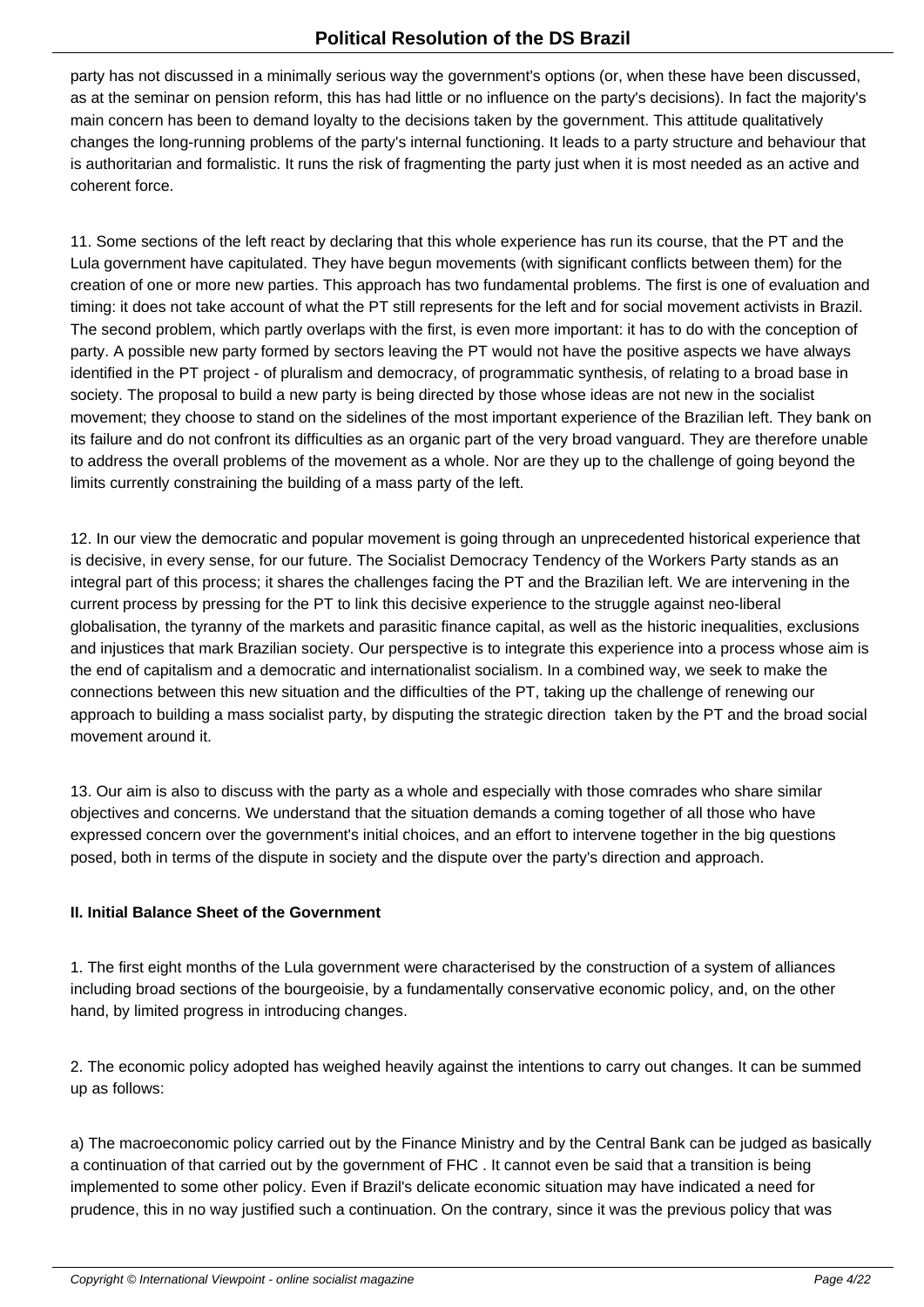party has not discussed in a minimally serious way the government's options (or, when these have been discussed, as at the seminar on pension reform, this has had little or no influence on the party's decisions). In fact the majority's main concern has been to demand loyalty to the decisions taken by the government. This attitude qualitatively changes the long-running problems of the party's internal functioning. It leads to a party structure and behaviour that is authoritarian and formalistic. It runs the risk of fragmenting the party just when it is most needed as an active and coherent force.

11. Some sections of the left react by declaring that this whole experience has run its course, that the PT and the Lula government have capitulated. They have begun movements (with significant conflicts between them) for the creation of one or more new parties. This approach has two fundamental problems. The first is one of evaluation and timing: it does not take account of what the PT still represents for the left and for social movement activists in Brazil. The second problem, which partly overlaps with the first, is even more important: it has to do with the conception of party. A possible new party formed by sectors leaving the PT would not have the positive aspects we have always identified in the PT project - of pluralism and democracy, of programmatic synthesis, of relating to a broad base in society. The proposal to build a new party is being directed by those whose ideas are not new in the socialist movement; they choose to stand on the sidelines of the most important experience of the Brazilian left. They bank on its failure and do not confront its difficulties as an organic part of the very broad vanguard. They are therefore unable to address the overall problems of the movement as a whole. Nor are they up to the challenge of going beyond the limits currently constraining the building of a mass party of the left.

12. In our view the democratic and popular movement is going through an unprecedented historical experience that is decisive, in every sense, for our future. The Socialist Democracy Tendency of the Workers Party stands as an integral part of this process; it shares the challenges facing the PT and the Brazilian left. We are intervening in the current process by pressing for the PT to link this decisive experience to the struggle against neo-liberal globalisation, the tyranny of the markets and parasitic finance capital, as well as the historic inequalities, exclusions and injustices that mark Brazilian society. Our perspective is to integrate this experience into a process whose aim is the end of capitalism and a democratic and internationalist socialism. In a combined way, we seek to make the connections between this new situation and the difficulties of the PT, taking up the challenge of renewing our approach to building a mass socialist party, by disputing the strategic direction taken by the PT and the broad social movement around it.

13. Our aim is also to discuss with the party as a whole and especially with those comrades who share similar objectives and concerns. We understand that the situation demands a coming together of all those who have expressed concern over the government's initial choices, and an effort to intervene together in the big questions posed, both in terms of the dispute in society and the dispute over the party's direction and approach.

**II. Initial Balance Sheet of the Government**

1. The first eight months of the Lula government were characterised by the construction of a system of alliances including broad sections of the bourgeoisie, by a fundamentally conservative economic policy, and, on the other hand, by limited progress in introducing changes.

2. The economic policy adopted has weighed heavily against the intentions to carry out changes. It can be summed up as follows:

a) The macroeconomic policy carried out by the Finance Ministry and by the Central Bank can be judged as basically a continuation of that carried out by the government of FHC . It cannot even be said that a transition is being implemented to some other policy. Even if Brazil's delicate economic situation may have indicated a need for prudence, this in no way justified such a continuation. On the contrary, since it was the previous policy that was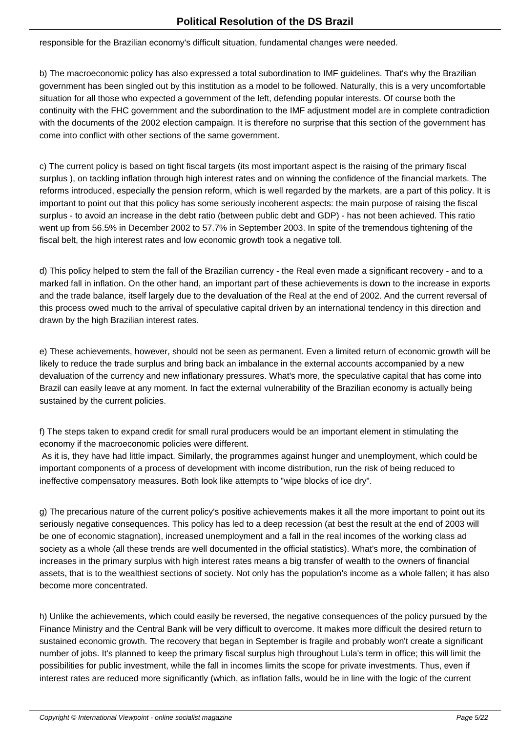responsible for the Brazilian economy's difficult situation, fundamental changes were needed.

b) The macroeconomic policy has also expressed a total subordination to IMF guidelines. That's why the Brazilian government has been singled out by this institution as a model to be followed. Naturally, this is a very uncomfortable situation for all those who expected a government of the left, defending popular interests. Of course both the continuity with the FHC government and the subordination to the IMF adjustment model are in complete contradiction with the documents of the 2002 election campaign. It is therefore no surprise that this section of the government has come into conflict with other sections of the same government.

c) The current policy is based on tight fiscal targets (its most important aspect is the raising of the primary fiscal surplus ), on tackling inflation through high interest rates and on winning the confidence of the financial markets. The reforms introduced, especially the pension reform, which is well regarded by the markets, are a part of this policy. It is important to point out that this policy has some seriously incoherent aspects: the main purpose of raising the fiscal surplus - to avoid an increase in the debt ratio (between public debt and GDP) - has not been achieved. This ratio went up from 56.5% in December 2002 to 57.7% in September 2003. In spite of the tremendous tightening of the fiscal belt, the high interest rates and low economic growth took a negative toll.

d) This policy helped to stem the fall of the Brazilian currency - the Real even made a significant recovery - and to a marked fall in inflation. On the other hand, an important part of these achievements is down to the increase in exports and the trade balance, itself largely due to the devaluation of the Real at the end of 2002. And the current reversal of this process owed much to the arrival of speculative capital driven by an international tendency in this direction and drawn by the high Brazilian interest rates.

e) These achievements, however, should not be seen as permanent. Even a limited return of economic growth will be likely to reduce the trade surplus and bring back an imbalance in the external accounts accompanied by a new devaluation of the currency and new inflationary pressures. What's more, the speculative capital that has come into Brazil can easily leave at any moment. In fact the external vulnerability of the Brazilian economy is actually being sustained by the current policies.

f) The steps taken to expand credit for small rural producers would be an important element in stimulating the economy if the macroeconomic policies were different.
As it is, they have had little impact. Similarly, the programmes against hunger and unemployment, which could be important components of a process of development with income distribution, run the risk of being reduced to ineffective compensatory measures. Both look like attempts to "wipe blocks of ice dry".

g) The precarious nature of the current policy's positive achievements makes it all the more important to point out its seriously negative consequences. This policy has led to a deep recession (at best the result at the end of 2003 will be one of economic stagnation), increased unemployment and a fall in the real incomes of the working class ad society as a whole (all these trends are well documented in the official statistics). What's more, the combination of increases in the primary surplus with high interest rates means a big transfer of wealth to the owners of financial assets, that is to the wealthiest sections of society. Not only has the population's income as a whole fallen; it has also become more concentrated.

h) Unlike the achievements, which could easily be reversed, the negative consequences of the policy pursued by the Finance Ministry and the Central Bank will be very difficult to overcome. It makes more difficult the desired return to sustained economic growth. The recovery that began in September is fragile and probably won't create a significant number of jobs. It's planned to keep the primary fiscal surplus high throughout Lula's term in office; this will limit the possibilities for public investment, while the fall in incomes limits the scope for private investments. Thus, even if interest rates are reduced more significantly (which, as inflation falls, would be in line with the logic of the current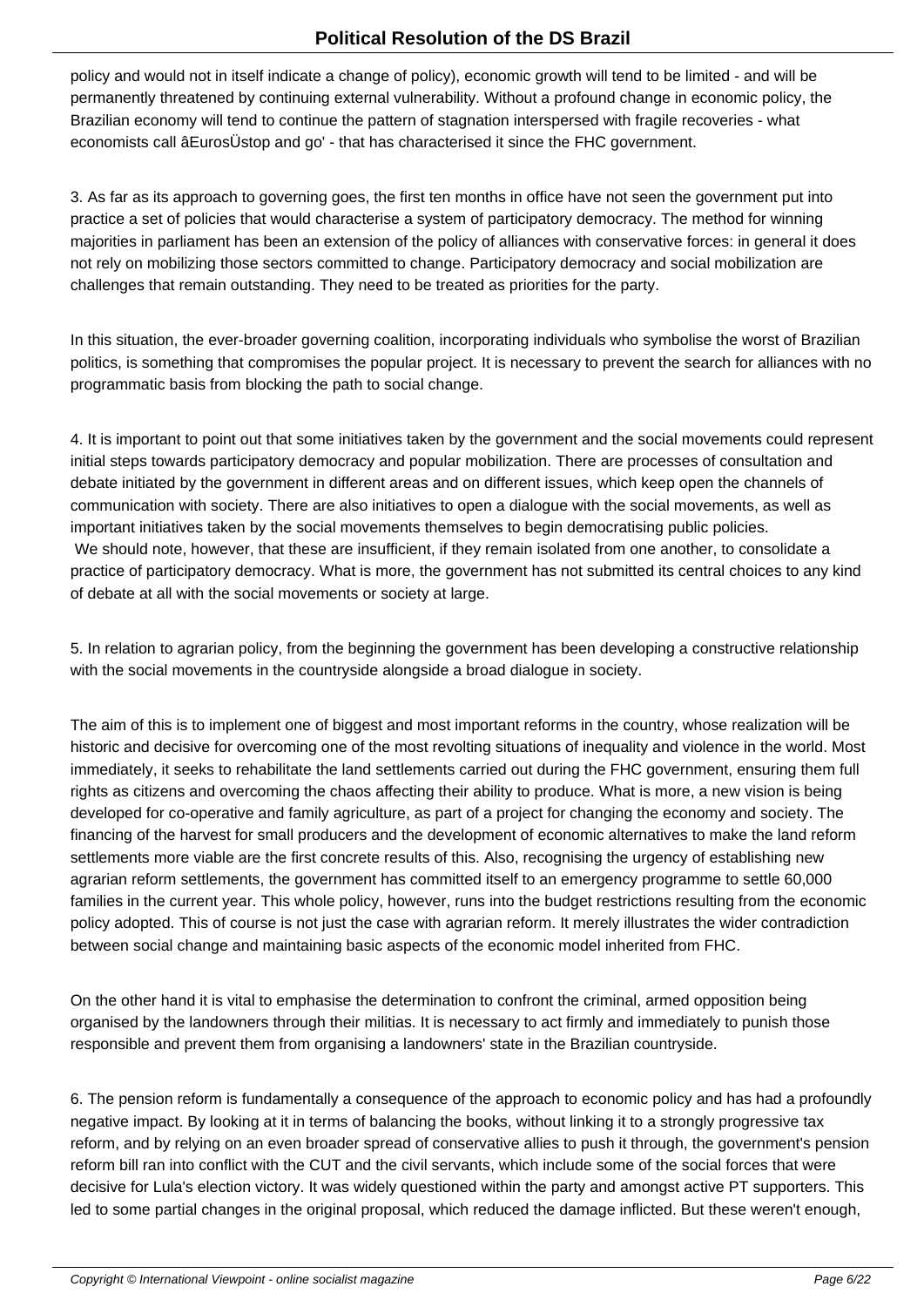policy and would not in itself indicate a change of policy), economic growth will tend to be limited - and will be permanently threatened by continuing external vulnerability. Without a profound change in economic policy, the Brazilian economy will tend to continue the pattern of stagnation interspersed with fragile recoveries - what economists call âEurosÜstop and go' - that has characterised it since the FHC government.

3. As far as its approach to governing goes, the first ten months in office have not seen the government put into practice a set of policies that would characterise a system of participatory democracy. The method for winning majorities in parliament has been an extension of the policy of alliances with conservative forces: in general it does not rely on mobilizing those sectors committed to change. Participatory democracy and social mobilization are challenges that remain outstanding. They need to be treated as priorities for the party.

In this situation, the ever-broader governing coalition, incorporating individuals who symbolise the worst of Brazilian politics, is something that compromises the popular project. It is necessary to prevent the search for alliances with no programmatic basis from blocking the path to social change.

4. It is important to point out that some initiatives taken by the government and the social movements could represent initial steps towards participatory democracy and popular mobilization. There are processes of consultation and debate initiated by the government in different areas and on different issues, which keep open the channels of communication with society. There are also initiatives to open a dialogue with the social movements, as well as important initiatives taken by the social movements themselves to begin democratising public policies.
We should note, however, that these are insufficient, if they remain isolated from one another, to consolidate a practice of participatory democracy. What is more, the government has not submitted its central choices to any kind of debate at all with the social movements or society at large.

5. In relation to agrarian policy, from the beginning the government has been developing a constructive relationship with the social movements in the countryside alongside a broad dialogue in society.

The aim of this is to implement one of biggest and most important reforms in the country, whose realization will be historic and decisive for overcoming one of the most revolting situations of inequality and violence in the world. Most immediately, it seeks to rehabilitate the land settlements carried out during the FHC government, ensuring them full rights as citizens and overcoming the chaos affecting their ability to produce. What is more, a new vision is being developed for co-operative and family agriculture, as part of a project for changing the economy and society. The financing of the harvest for small producers and the development of economic alternatives to make the land reform settlements more viable are the first concrete results of this. Also, recognising the urgency of establishing new agrarian reform settlements, the government has committed itself to an emergency programme to settle 60,000 families in the current year. This whole policy, however, runs into the budget restrictions resulting from the economic policy adopted. This of course is not just the case with agrarian reform. It merely illustrates the wider contradiction between social change and maintaining basic aspects of the economic model inherited from FHC.

On the other hand it is vital to emphasise the determination to confront the criminal, armed opposition being organised by the landowners through their militias. It is necessary to act firmly and immediately to punish those responsible and prevent them from organising a landowners' state in the Brazilian countryside.

6. The pension reform is fundamentally a consequence of the approach to economic policy and has had a profoundly negative impact. By looking at it in terms of balancing the books, without linking it to a strongly progressive tax reform, and by relying on an even broader spread of conservative allies to push it through, the government's pension reform bill ran into conflict with the CUT and the civil servants, which include some of the social forces that were decisive for Lula's election victory. It was widely questioned within the party and amongst active PT supporters. This led to some partial changes in the original proposal, which reduced the damage inflicted. But these weren't enough,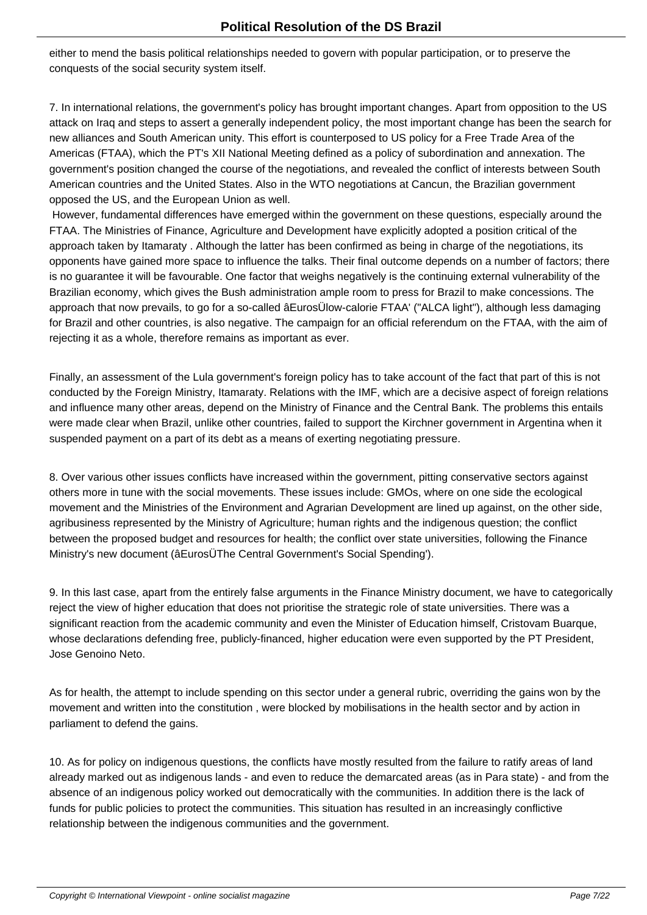either to mend the basis political relationships needed to govern with popular participation, or to preserve the conquests of the social security system itself.

7. In international relations, the government's policy has brought important changes. Apart from opposition to the US attack on Iraq and steps to assert a generally independent policy, the most important change has been the search for new alliances and South American unity. This effort is counterposed to US policy for a Free Trade Area of the Americas (FTAA), which the PT's XII National Meeting defined as a policy of subordination and annexation. The government's position changed the course of the negotiations, and revealed the conflict of interests between South American countries and the United States. Also in the WTO negotiations at Cancun, the Brazilian government opposed the US, and the European Union as well.

However, fundamental differences have emerged within the government on these questions, especially around the FTAA. The Ministries of Finance, Agriculture and Development have explicitly adopted a position critical of the approach taken by Itamaraty . Although the latter has been confirmed as being in charge of the negotiations, its opponents have gained more space to influence the talks. Their final outcome depends on a number of factors; there is no guarantee it will be favourable. One factor that weighs negatively is the continuing external vulnerability of the Brazilian economy, which gives the Bush administration ample room to press for Brazil to make concessions. The approach that now prevails, to go for a so-called âEurosÜlow-calorie FTAA' ("ALCA light"), although less damaging for Brazil and other countries, is also negative. The campaign for an official referendum on the FTAA, with the aim of rejecting it as a whole, therefore remains as important as ever.

Finally, an assessment of the Lula government's foreign policy has to take account of the fact that part of this is not conducted by the Foreign Ministry, Itamaraty. Relations with the IMF, which are a decisive aspect of foreign relations and influence many other areas, depend on the Ministry of Finance and the Central Bank. The problems this entails were made clear when Brazil, unlike other countries, failed to support the Kirchner government in Argentina when it suspended payment on a part of its debt as a means of exerting negotiating pressure.

8. Over various other issues conflicts have increased within the government, pitting conservative sectors against others more in tune with the social movements. These issues include: GMOs, where on one side the ecological movement and the Ministries of the Environment and Agrarian Development are lined up against, on the other side, agribusiness represented by the Ministry of Agriculture; human rights and the indigenous question; the conflict between the proposed budget and resources for health; the conflict over state universities, following the Finance Ministry's new document (âEurosÜThe Central Government's Social Spending').

9. In this last case, apart from the entirely false arguments in the Finance Ministry document, we have to categorically reject the view of higher education that does not prioritise the strategic role of state universities. There was a significant reaction from the academic community and even the Minister of Education himself, Cristovam Buarque, whose declarations defending free, publicly-financed, higher education were even supported by the PT President, Jose Genoino Neto.

As for health, the attempt to include spending on this sector under a general rubric, overriding the gains won by the movement and written into the constitution , were blocked by mobilisations in the health sector and by action in parliament to defend the gains.

10. As for policy on indigenous questions, the conflicts have mostly resulted from the failure to ratify areas of land already marked out as indigenous lands - and even to reduce the demarcated areas (as in Para state) - and from the absence of an indigenous policy worked out democratically with the communities. In addition there is the lack of funds for public policies to protect the communities. This situation has resulted in an increasingly conflictive relationship between the indigenous communities and the government.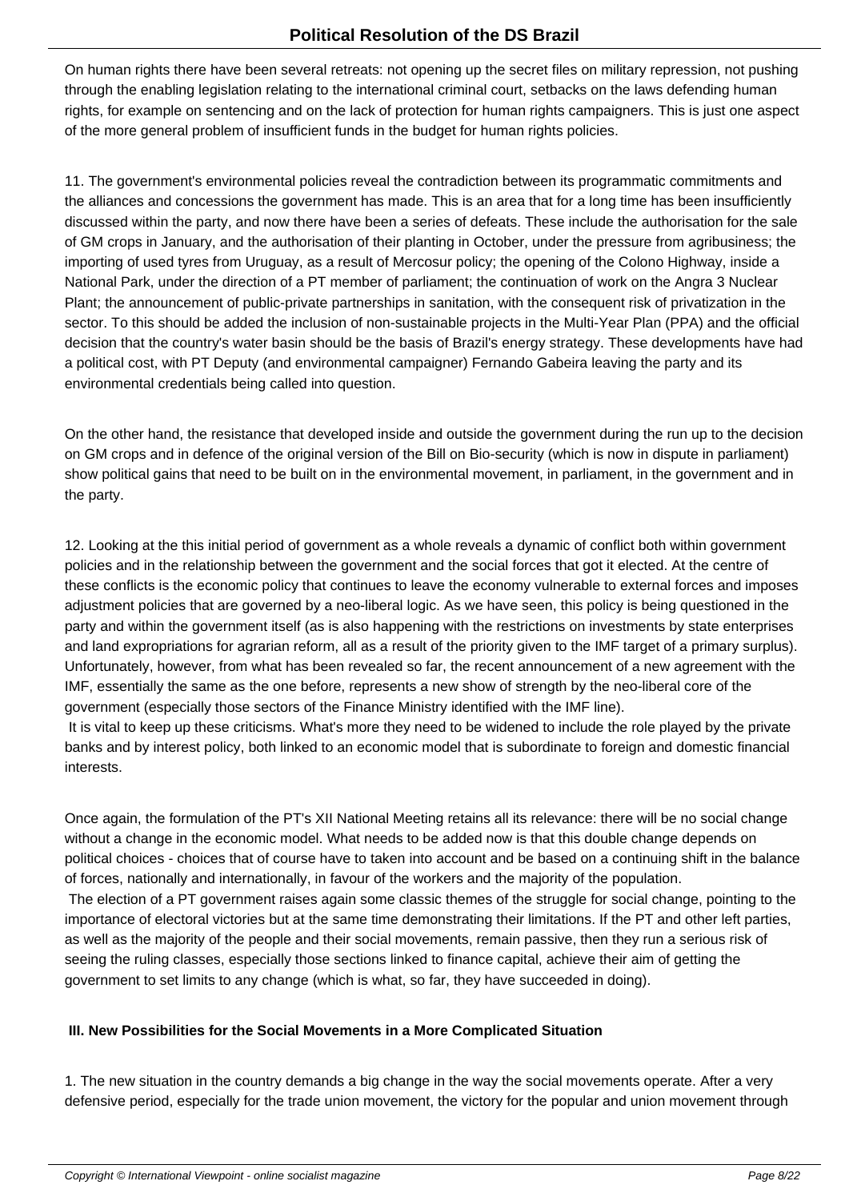On human rights there have been several retreats: not opening up the secret files on military repression, not pushing through the enabling legislation relating to the international criminal court, setbacks on the laws defending human rights, for example on sentencing and on the lack of protection for human rights campaigners. This is just one aspect of the more general problem of insufficient funds in the budget for human rights policies.

11. The government's environmental policies reveal the contradiction between its programmatic commitments and the alliances and concessions the government has made. This is an area that for a long time has been insufficiently discussed within the party, and now there have been a series of defeats. These include the authorisation for the sale of GM crops in January, and the authorisation of their planting in October, under the pressure from agribusiness; the importing of used tyres from Uruguay, as a result of Mercosur policy; the opening of the Colono Highway, inside a National Park, under the direction of a PT member of parliament; the continuation of work on the Angra 3 Nuclear Plant; the announcement of public-private partnerships in sanitation, with the consequent risk of privatization in the sector. To this should be added the inclusion of non-sustainable projects in the Multi-Year Plan (PPA) and the official decision that the country's water basin should be the basis of Brazil's energy strategy. These developments have had a political cost, with PT Deputy (and environmental campaigner) Fernando Gabeira leaving the party and its environmental credentials being called into question.

On the other hand, the resistance that developed inside and outside the government during the run up to the decision on GM crops and in defence of the original version of the Bill on Bio-security (which is now in dispute in parliament) show political gains that need to be built on in the environmental movement, in parliament, in the government and in the party.

12. Looking at the this initial period of government as a whole reveals a dynamic of conflict both within government policies and in the relationship between the government and the social forces that got it elected. At the centre of these conflicts is the economic policy that continues to leave the economy vulnerable to external forces and imposes adjustment policies that are governed by a neo-liberal logic. As we have seen, this policy is being questioned in the party and within the government itself (as is also happening with the restrictions on investments by state enterprises and land expropriations for agrarian reform, all as a result of the priority given to the IMF target of a primary surplus). Unfortunately, however, from what has been revealed so far, the recent announcement of a new agreement with the IMF, essentially the same as the one before, represents a new show of strength by the neo-liberal core of the government (especially those sectors of the Finance Ministry identified with the IMF line).
It is vital to keep up these criticisms. What's more they need to be widened to include the role played by the private banks and by interest policy, both linked to an economic model that is subordinate to foreign and domestic financial interests.

Once again, the formulation of the PT's XII National Meeting retains all its relevance: there will be no social change without a change in the economic model. What needs to be added now is that this double change depends on political choices - choices that of course have to taken into account and be based on a continuing shift in the balance of forces, nationally and internationally, in favour of the workers and the majority of the population.
The election of a PT government raises again some classic themes of the struggle for social change, pointing to the importance of electoral victories but at the same time demonstrating their limitations. If the PT and other left parties, as well as the majority of the people and their social movements, remain passive, then they run a serious risk of seeing the ruling classes, especially those sections linked to finance capital, achieve their aim of getting the government to set limits to any change (which is what, so far, they have succeeded in doing).

### III. New Possibilities for the Social Movements in a More Complicated Situation

1. The new situation in the country demands a big change in the way the social movements operate. After a very defensive period, especially for the trade union movement, the victory for the popular and union movement through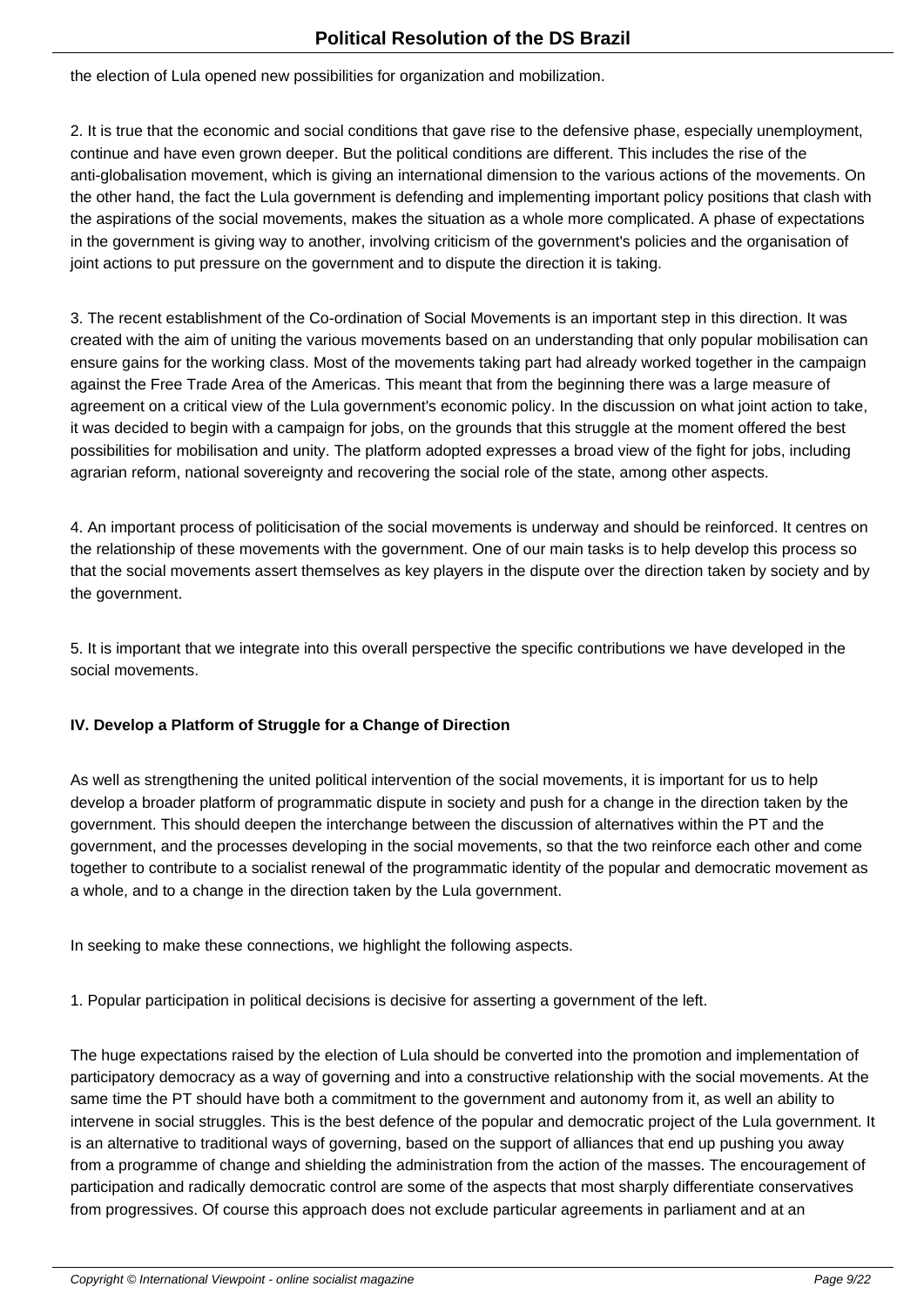the election of Lula opened new possibilities for organization and mobilization.

2. It is true that the economic and social conditions that gave rise to the defensive phase, especially unemployment, continue and have even grown deeper. But the political conditions are different. This includes the rise of the anti-globalisation movement, which is giving an international dimension to the various actions of the movements. On the other hand, the fact the Lula government is defending and implementing important policy positions that clash with the aspirations of the social movements, makes the situation as a whole more complicated. A phase of expectations in the government is giving way to another, involving criticism of the government's policies and the organisation of joint actions to put pressure on the government and to dispute the direction it is taking.

3. The recent establishment of the Co-ordination of Social Movements is an important step in this direction. It was created with the aim of uniting the various movements based on an understanding that only popular mobilisation can ensure gains for the working class. Most of the movements taking part had already worked together in the campaign against the Free Trade Area of the Americas. This meant that from the beginning there was a large measure of agreement on a critical view of the Lula government's economic policy. In the discussion on what joint action to take, it was decided to begin with a campaign for jobs, on the grounds that this struggle at the moment offered the best possibilities for mobilisation and unity. The platform adopted expresses a broad view of the fight for jobs, including agrarian reform, national sovereignty and recovering the social role of the state, among other aspects.

4. An important process of politicisation of the social movements is underway and should be reinforced. It centres on the relationship of these movements with the government. One of our main tasks is to help develop this process so that the social movements assert themselves as key players in the dispute over the direction taken by society and by the government.

5. It is important that we integrate into this overall perspective the specific contributions we have developed in the social movements.

## IV. Develop a Platform of Struggle for a Change of Direction

As well as strengthening the united political intervention of the social movements, it is important for us to help develop a broader platform of programmatic dispute in society and push for a change in the direction taken by the government. This should deepen the interchange between the discussion of alternatives within the PT and the government, and the processes developing in the social movements, so that the two reinforce each other and come together to contribute to a socialist renewal of the programmatic identity of the popular and democratic movement as a whole, and to a change in the direction taken by the Lula government.

In seeking to make these connections, we highlight the following aspects.

1. Popular participation in political decisions is decisive for asserting a government of the left.

The huge expectations raised by the election of Lula should be converted into the promotion and implementation of participatory democracy as a way of governing and into a constructive relationship with the social movements. At the same time the PT should have both a commitment to the government and autonomy from it, as well an ability to intervene in social struggles. This is the best defence of the popular and democratic project of the Lula government. It is an alternative to traditional ways of governing, based on the support of alliances that end up pushing you away from a programme of change and shielding the administration from the action of the masses. The encouragement of participation and radically democratic control are some of the aspects that most sharply differentiate conservatives from progressives. Of course this approach does not exclude particular agreements in parliament and at an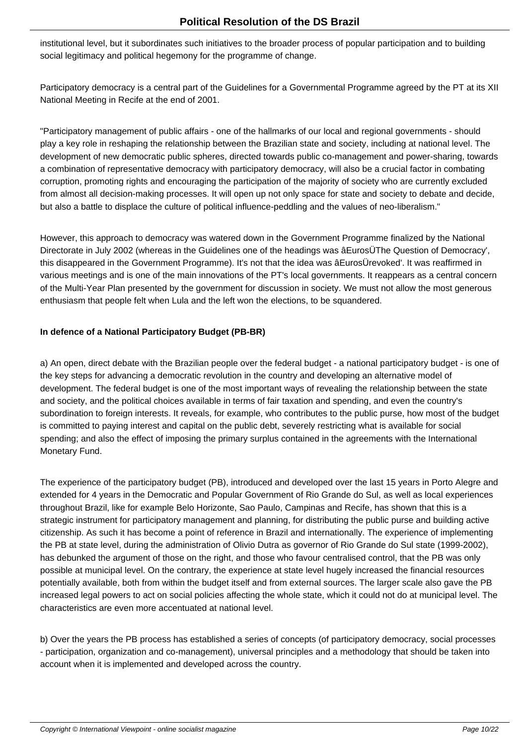institutional level, but it subordinates such initiatives to the broader process of popular participation and to building social legitimacy and political hegemony for the programme of change.

Participatory democracy is a central part of the Guidelines for a Governmental Programme agreed by the PT at its XII National Meeting in Recife at the end of 2001.

"Participatory management of public affairs - one of the hallmarks of our local and regional governments - should play a key role in reshaping the relationship between the Brazilian state and society, including at national level. The development of new democratic public spheres, directed towards public co-management and power-sharing, towards a combination of representative democracy with participatory democracy, will also be a crucial factor in combating corruption, promoting rights and encouraging the participation of the majority of society who are currently excluded from almost all decision-making processes. It will open up not only space for state and society to debate and decide, but also a battle to displace the culture of political influence-peddling and the values of neo-liberalism."

However, this approach to democracy was watered down in the Government Programme finalized by the National Directorate in July 2002 (whereas in the Guidelines one of the headings was âEurosÜThe Question of Democracy', this disappeared in the Government Programme). It's not that the idea was âEurosÜrevoked'. It was reaffirmed in various meetings and is one of the main innovations of the PT's local governments. It reappears as a central concern of the Multi-Year Plan presented by the government for discussion in society. We must not allow the most generous enthusiasm that people felt when Lula and the left won the elections, to be squandered.

**In defence of a National Participatory Budget (PB-BR)**

a) An open, direct debate with the Brazilian people over the federal budget - a national participatory budget - is one of the key steps for advancing a democratic revolution in the country and developing an alternative model of development. The federal budget is one of the most important ways of revealing the relationship between the state and society, and the political choices available in terms of fair taxation and spending, and even the country's subordination to foreign interests. It reveals, for example, who contributes to the public purse, how most of the budget is committed to paying interest and capital on the public debt, severely restricting what is available for social spending; and also the effect of imposing the primary surplus contained in the agreements with the International Monetary Fund.

The experience of the participatory budget (PB), introduced and developed over the last 15 years in Porto Alegre and extended for 4 years in the Democratic and Popular Government of Rio Grande do Sul, as well as local experiences throughout Brazil, like for example Belo Horizonte, Sao Paulo, Campinas and Recife, has shown that this is a strategic instrument for participatory management and planning, for distributing the public purse and building active citizenship. As such it has become a point of reference in Brazil and internationally. The experience of implementing the PB at state level, during the administration of Olivio Dutra as governor of Rio Grande do Sul state (1999-2002), has debunked the argument of those on the right, and those who favour centralised control, that the PB was only possible at municipal level. On the contrary, the experience at state level hugely increased the financial resources potentially available, both from within the budget itself and from external sources. The larger scale also gave the PB increased legal powers to act on social policies affecting the whole state, which it could not do at municipal level. The characteristics are even more accentuated at national level.

b) Over the years the PB process has established a series of concepts (of participatory democracy, social processes - participation, organization and co-management), universal principles and a methodology that should be taken into account when it is implemented and developed across the country.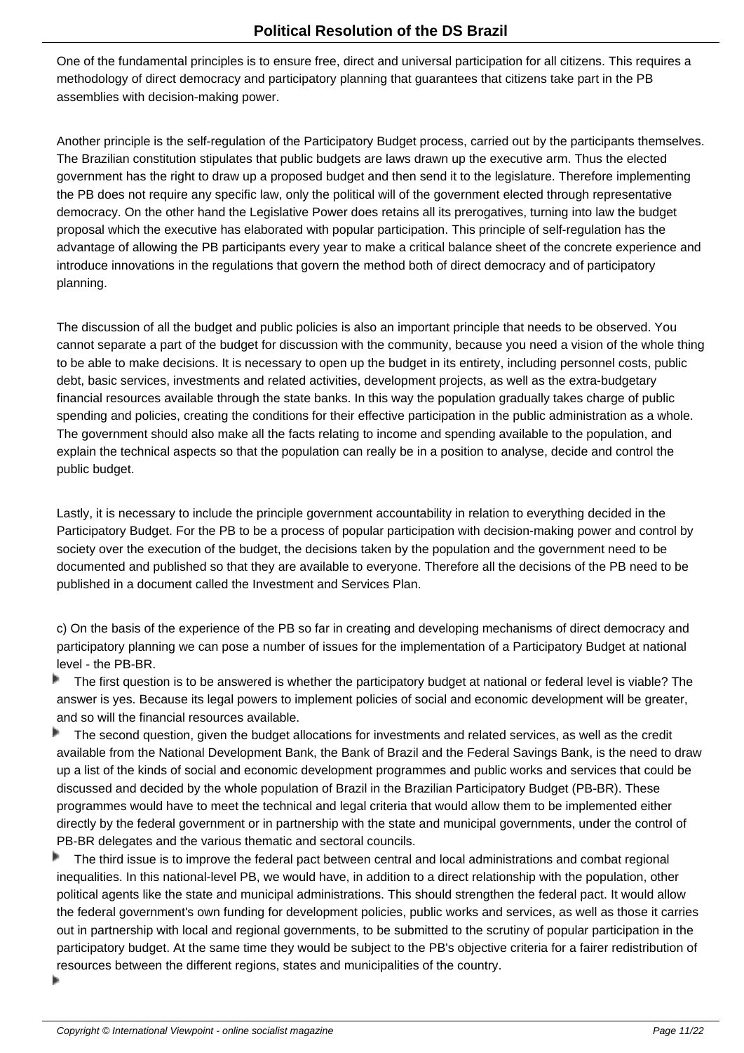One of the fundamental principles is to ensure free, direct and universal participation for all citizens. This requires a methodology of direct democracy and participatory planning that guarantees that citizens take part in the PB assemblies with decision-making power.

Another principle is the self-regulation of the Participatory Budget process, carried out by the participants themselves. The Brazilian constitution stipulates that public budgets are laws drawn up the executive arm. Thus the elected government has the right to draw up a proposed budget and then send it to the legislature. Therefore implementing the PB does not require any specific law, only the political will of the government elected through representative democracy. On the other hand the Legislative Power does retains all its prerogatives, turning into law the budget proposal which the executive has elaborated with popular participation. This principle of self-regulation has the advantage of allowing the PB participants every year to make a critical balance sheet of the concrete experience and introduce innovations in the regulations that govern the method both of direct democracy and of participatory planning.

The discussion of all the budget and public policies is also an important principle that needs to be observed. You cannot separate a part of the budget for discussion with the community, because you need a vision of the whole thing to be able to make decisions. It is necessary to open up the budget in its entirety, including personnel costs, public debt, basic services, investments and related activities, development projects, as well as the extra-budgetary financial resources available through the state banks. In this way the population gradually takes charge of public spending and policies, creating the conditions for their effective participation in the public administration as a whole. The government should also make all the facts relating to income and spending available to the population, and explain the technical aspects so that the population can really be in a position to analyse, decide and control the public budget.

Lastly, it is necessary to include the principle government accountability in relation to everything decided in the Participatory Budget. For the PB to be a process of popular participation with decision-making power and control by society over the execution of the budget, the decisions taken by the population and the government need to be documented and published so that they are available to everyone. Therefore all the decisions of the PB need to be published in a document called the Investment and Services Plan.

c) On the basis of the experience of the PB so far in creating and developing mechanisms of direct democracy and participatory planning we can pose a number of issues for the implementation of a Participatory Budget at national level - the PB-BR.

- The first question is to be answered is whether the participatory budget at national or federal level is viable? The answer is yes. Because its legal powers to implement policies of social and economic development will be greater, and so will the financial resources available.
- The second question, given the budget allocations for investments and related services, as well as the credit available from the National Development Bank, the Bank of Brazil and the Federal Savings Bank, is the need to draw up a list of the kinds of social and economic development programmes and public works and services that could be discussed and decided by the whole population of Brazil in the Brazilian Participatory Budget (PB-BR). These programmes would have to meet the technical and legal criteria that would allow them to be implemented either directly by the federal government or in partnership with the state and municipal governments, under the control of PB-BR delegates and the various thematic and sectoral councils.
- The third issue is to improve the federal pact between central and local administrations and combat regional inequalities. In this national-level PB, we would have, in addition to a direct relationship with the population, other political agents like the state and municipal administrations. This should strengthen the federal pact. It would allow the federal government's own funding for development policies, public works and services, as well as those it carries out in partnership with local and regional governments, to be submitted to the scrutiny of popular participation in the participatory budget. At the same time they would be subject to the PB's objective criteria for a fairer redistribution of resources between the different regions, states and municipalities of the country.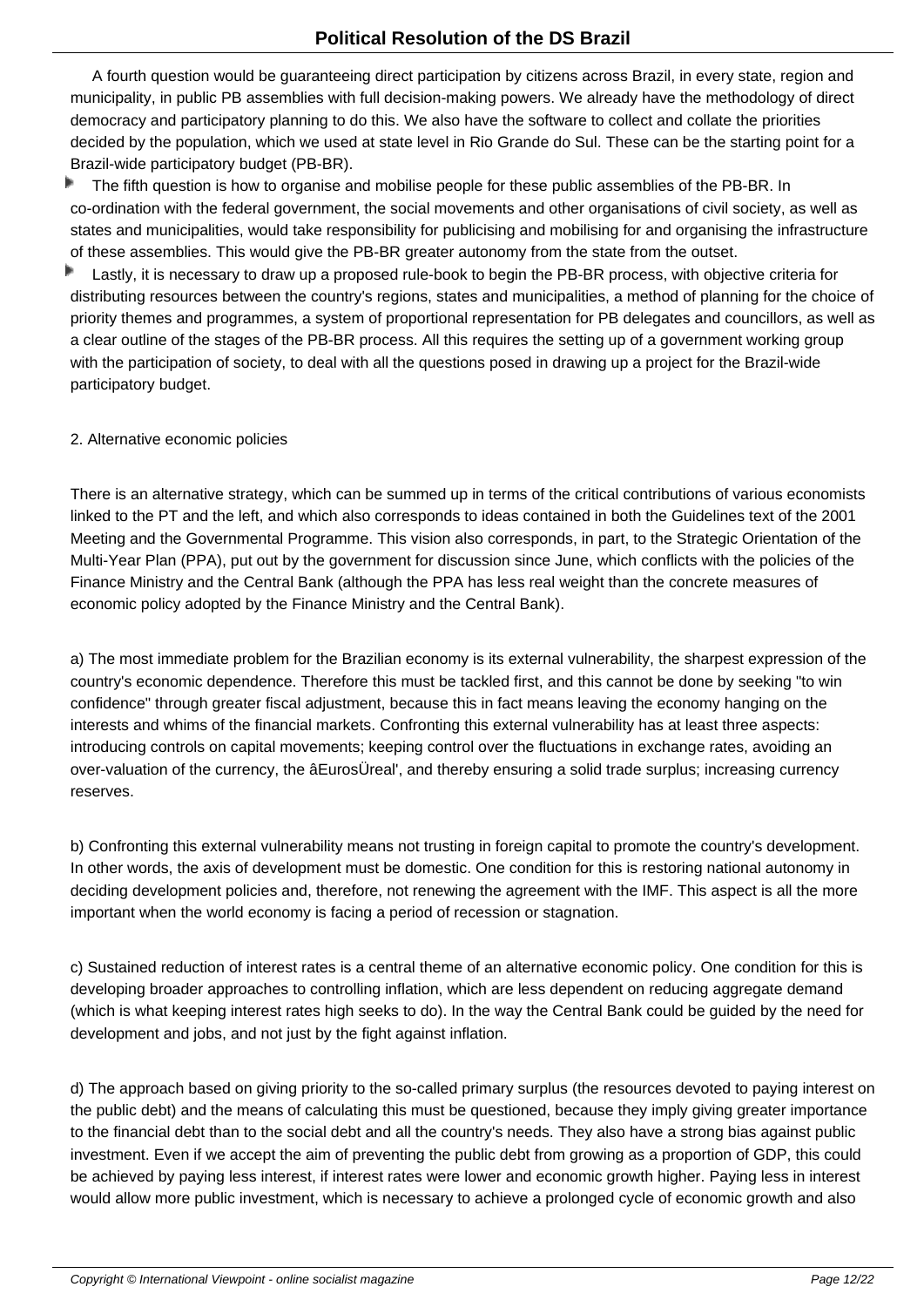A fourth question would be guaranteeing direct participation by citizens across Brazil, in every state, region and municipality, in public PB assemblies with full decision-making powers. We already have the methodology of direct democracy and participatory planning to do this. We also have the software to collect and collate the priorities decided by the population, which we used at state level in Rio Grande do Sul. These can be the starting point for a Brazil-wide participatory budget (PB-BR).

- The fifth question is how to organise and mobilise people for these public assemblies of the PB-BR. In co-ordination with the federal government, the social movements and other organisations of civil society, as well as states and municipalities, would take responsibility for publicising and mobilising for and organising the infrastructure of these assemblies. This would give the PB-BR greater autonomy from the state from the outset.
- Lastly, it is necessary to draw up a proposed rule-book to begin the PB-BR process, with objective criteria for distributing resources between the country's regions, states and municipalities, a method of planning for the choice of priority themes and programmes, a system of proportional representation for PB delegates and councillors, as well as a clear outline of the stages of the PB-BR process. All this requires the setting up of a government working group with the participation of society, to deal with all the questions posed in drawing up a project for the Brazil-wide participatory budget.

2. Alternative economic policies

There is an alternative strategy, which can be summed up in terms of the critical contributions of various economists linked to the PT and the left, and which also corresponds to ideas contained in both the Guidelines text of the 2001 Meeting and the Governmental Programme. This vision also corresponds, in part, to the Strategic Orientation of the Multi-Year Plan (PPA), put out by the government for discussion since June, which conflicts with the policies of the Finance Ministry and the Central Bank (although the PPA has less real weight than the concrete measures of economic policy adopted by the Finance Ministry and the Central Bank).

a) The most immediate problem for the Brazilian economy is its external vulnerability, the sharpest expression of the country's economic dependence. Therefore this must be tackled first, and this cannot be done by seeking "to win confidence" through greater fiscal adjustment, because this in fact means leaving the economy hanging on the interests and whims of the financial markets. Confronting this external vulnerability has at least three aspects: introducing controls on capital movements; keeping control over the fluctuations in exchange rates, avoiding an over-valuation of the currency, the âEurosÜreal', and thereby ensuring a solid trade surplus; increasing currency reserves.

b) Confronting this external vulnerability means not trusting in foreign capital to promote the country's development. In other words, the axis of development must be domestic. One condition for this is restoring national autonomy in deciding development policies and, therefore, not renewing the agreement with the IMF. This aspect is all the more important when the world economy is facing a period of recession or stagnation.

c) Sustained reduction of interest rates is a central theme of an alternative economic policy. One condition for this is developing broader approaches to controlling inflation, which are less dependent on reducing aggregate demand (which is what keeping interest rates high seeks to do). In the way the Central Bank could be guided by the need for development and jobs, and not just by the fight against inflation.

d) The approach based on giving priority to the so-called primary surplus (the resources devoted to paying interest on the public debt) and the means of calculating this must be questioned, because they imply giving greater importance to the financial debt than to the social debt and all the country's needs. They also have a strong bias against public investment. Even if we accept the aim of preventing the public debt from growing as a proportion of GDP, this could be achieved by paying less interest, if interest rates were lower and economic growth higher. Paying less in interest would allow more public investment, which is necessary to achieve a prolonged cycle of economic growth and also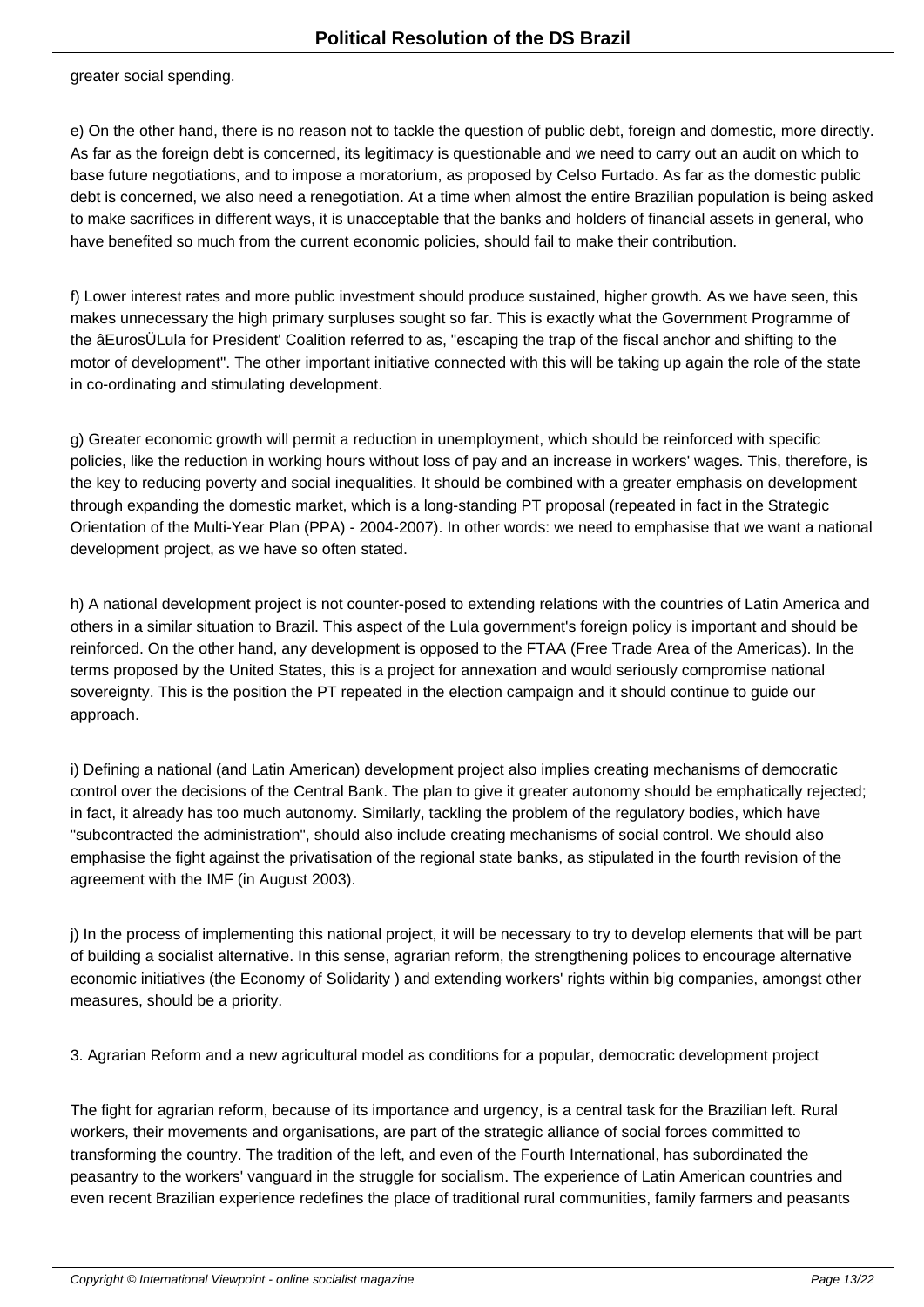greater social spending.

e) On the other hand, there is no reason not to tackle the question of public debt, foreign and domestic, more directly. As far as the foreign debt is concerned, its legitimacy is questionable and we need to carry out an audit on which to base future negotiations, and to impose a moratorium, as proposed by Celso Furtado. As far as the domestic public debt is concerned, we also need a renegotiation. At a time when almost the entire Brazilian population is being asked to make sacrifices in different ways, it is unacceptable that the banks and holders of financial assets in general, who have benefited so much from the current economic policies, should fail to make their contribution.

f) Lower interest rates and more public investment should produce sustained, higher growth. As we have seen, this makes unnecessary the high primary surpluses sought so far. This is exactly what the Government Programme of the âEurosÜLula for President' Coalition referred to as, "escaping the trap of the fiscal anchor and shifting to the motor of development". The other important initiative connected with this will be taking up again the role of the state in co-ordinating and stimulating development.

g) Greater economic growth will permit a reduction in unemployment, which should be reinforced with specific policies, like the reduction in working hours without loss of pay and an increase in workers' wages. This, therefore, is the key to reducing poverty and social inequalities. It should be combined with a greater emphasis on development through expanding the domestic market, which is a long-standing PT proposal (repeated in fact in the Strategic Orientation of the Multi-Year Plan (PPA) - 2004-2007). In other words: we need to emphasise that we want a national development project, as we have so often stated.

h) A national development project is not counter-posed to extending relations with the countries of Latin America and others in a similar situation to Brazil. This aspect of the Lula government's foreign policy is important and should be reinforced. On the other hand, any development is opposed to the FTAA (Free Trade Area of the Americas). In the terms proposed by the United States, this is a project for annexation and would seriously compromise national sovereignty. This is the position the PT repeated in the election campaign and it should continue to guide our approach.

i) Defining a national (and Latin American) development project also implies creating mechanisms of democratic control over the decisions of the Central Bank. The plan to give it greater autonomy should be emphatically rejected; in fact, it already has too much autonomy. Similarly, tackling the problem of the regulatory bodies, which have "subcontracted the administration", should also include creating mechanisms of social control. We should also emphasise the fight against the privatisation of the regional state banks, as stipulated in the fourth revision of the agreement with the IMF (in August 2003).

j) In the process of implementing this national project, it will be necessary to try to develop elements that will be part of building a socialist alternative. In this sense, agrarian reform, the strengthening polices to encourage alternative economic initiatives (the Economy of Solidarity ) and extending workers' rights within big companies, amongst other measures, should be a priority.

## 3. Agrarian Reform and a new agricultural model as conditions for a popular, democratic development project

The fight for agrarian reform, because of its importance and urgency, is a central task for the Brazilian left. Rural workers, their movements and organisations, are part of the strategic alliance of social forces committed to transforming the country. The tradition of the left, and even of the Fourth International, has subordinated the peasantry to the workers' vanguard in the struggle for socialism. The experience of Latin American countries and even recent Brazilian experience redefines the place of traditional rural communities, family farmers and peasants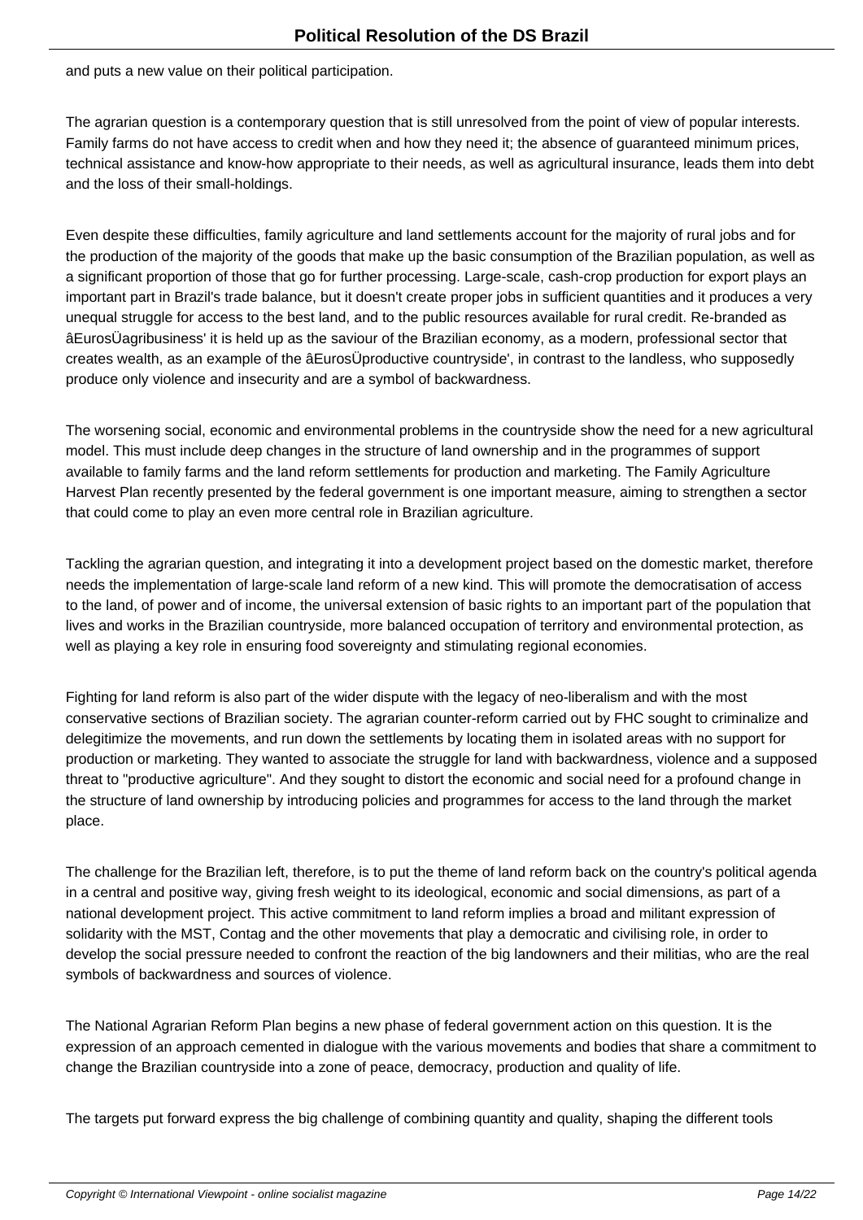and puts a new value on their political participation.

The agrarian question is a contemporary question that is still unresolved from the point of view of popular interests. Family farms do not have access to credit when and how they need it; the absence of guaranteed minimum prices, technical assistance and know-how appropriate to their needs, as well as agricultural insurance, leads them into debt and the loss of their small-holdings.

Even despite these difficulties, family agriculture and land settlements account for the majority of rural jobs and for the production of the majority of the goods that make up the basic consumption of the Brazilian population, as well as a significant proportion of those that go for further processing. Large-scale, cash-crop production for export plays an important part in Brazil's trade balance, but it doesn't create proper jobs in sufficient quantities and it produces a very unequal struggle for access to the best land, and to the public resources available for rural credit. Re-branded as âEurosÜagribusiness' it is held up as the saviour of the Brazilian economy, as a modern, professional sector that creates wealth, as an example of the âEurosÜproductive countryside', in contrast to the landless, who supposedly produce only violence and insecurity and are a symbol of backwardness.

The worsening social, economic and environmental problems in the countryside show the need for a new agricultural model. This must include deep changes in the structure of land ownership and in the programmes of support available to family farms and the land reform settlements for production and marketing. The Family Agriculture Harvest Plan recently presented by the federal government is one important measure, aiming to strengthen a sector that could come to play an even more central role in Brazilian agriculture.

Tackling the agrarian question, and integrating it into a development project based on the domestic market, therefore needs the implementation of large-scale land reform of a new kind. This will promote the democratisation of access to the land, of power and of income, the universal extension of basic rights to an important part of the population that lives and works in the Brazilian countryside, more balanced occupation of territory and environmental protection, as well as playing a key role in ensuring food sovereignty and stimulating regional economies.

Fighting for land reform is also part of the wider dispute with the legacy of neo-liberalism and with the most conservative sections of Brazilian society. The agrarian counter-reform carried out by FHC sought to criminalize and delegitimize the movements, and run down the settlements by locating them in isolated areas with no support for production or marketing. They wanted to associate the struggle for land with backwardness, violence and a supposed threat to "productive agriculture". And they sought to distort the economic and social need for a profound change in the structure of land ownership by introducing policies and programmes for access to the land through the market place.

The challenge for the Brazilian left, therefore, is to put the theme of land reform back on the country's political agenda in a central and positive way, giving fresh weight to its ideological, economic and social dimensions, as part of a national development project. This active commitment to land reform implies a broad and militant expression of solidarity with the MST, Contag and the other movements that play a democratic and civilising role, in order to develop the social pressure needed to confront the reaction of the big landowners and their militias, who are the real symbols of backwardness and sources of violence.

The National Agrarian Reform Plan begins a new phase of federal government action on this question. It is the expression of an approach cemented in dialogue with the various movements and bodies that share a commitment to change the Brazilian countryside into a zone of peace, democracy, production and quality of life.

The targets put forward express the big challenge of combining quantity and quality, shaping the different tools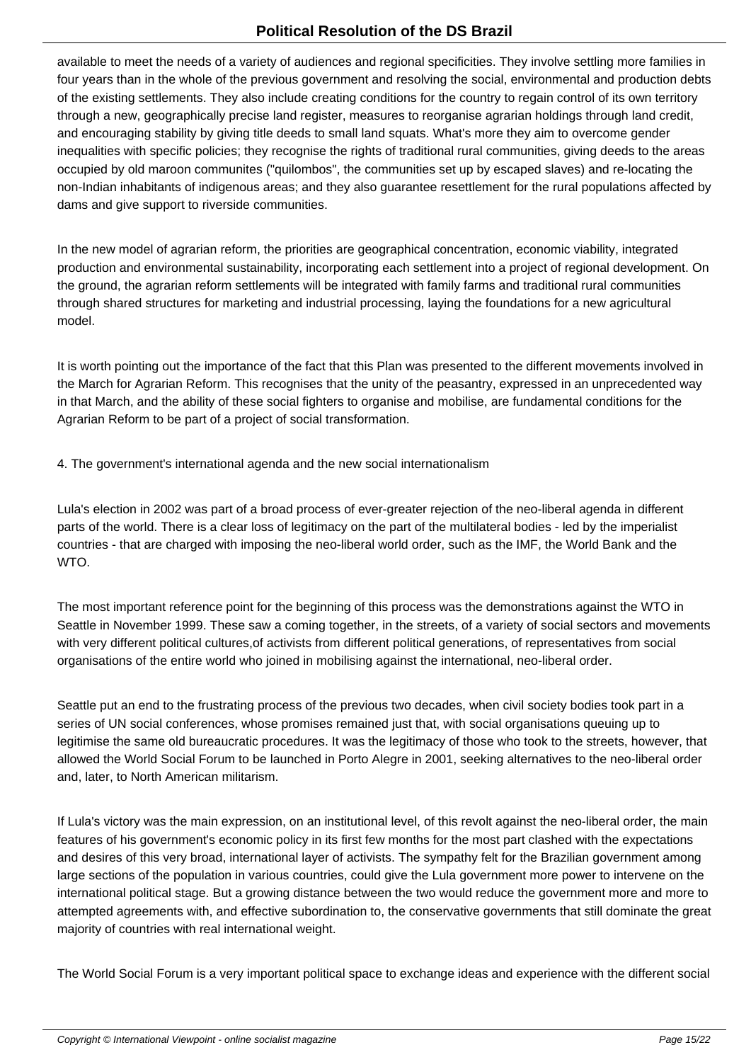available to meet the needs of a variety of audiences and regional specificities. They involve settling more families in four years than in the whole of the previous government and resolving the social, environmental and production debts of the existing settlements. They also include creating conditions for the country to regain control of its own territory through a new, geographically precise land register, measures to reorganise agrarian holdings through land credit, and encouraging stability by giving title deeds to small land squats. What's more they aim to overcome gender inequalities with specific policies; they recognise the rights of traditional rural communities, giving deeds to the areas occupied by old maroon communites ("quilombos", the communities set up by escaped slaves) and re-locating the non-Indian inhabitants of indigenous areas; and they also guarantee resettlement for the rural populations affected by dams and give support to riverside communities.

In the new model of agrarian reform, the priorities are geographical concentration, economic viability, integrated production and environmental sustainability, incorporating each settlement into a project of regional development. On the ground, the agrarian reform settlements will be integrated with family farms and traditional rural communities through shared structures for marketing and industrial processing, laying the foundations for a new agricultural model.

It is worth pointing out the importance of the fact that this Plan was presented to the different movements involved in the March for Agrarian Reform. This recognises that the unity of the peasantry, expressed in an unprecedented way in that March, and the ability of these social fighters to organise and mobilise, are fundamental conditions for the Agrarian Reform to be part of a project of social transformation.

## 4. The government's international agenda and the new social internationalism

Lula's election in 2002 was part of a broad process of ever-greater rejection of the neo-liberal agenda in different parts of the world. There is a clear loss of legitimacy on the part of the multilateral bodies - led by the imperialist countries - that are charged with imposing the neo-liberal world order, such as the IMF, the World Bank and the WTO.

The most important reference point for the beginning of this process was the demonstrations against the WTO in Seattle in November 1999. These saw a coming together, in the streets, of a variety of social sectors and movements with very different political cultures,of activists from different political generations, of representatives from social organisations of the entire world who joined in mobilising against the international, neo-liberal order.

Seattle put an end to the frustrating process of the previous two decades, when civil society bodies took part in a series of UN social conferences, whose promises remained just that, with social organisations queuing up to legitimise the same old bureaucratic procedures. It was the legitimacy of those who took to the streets, however, that allowed the World Social Forum to be launched in Porto Alegre in 2001, seeking alternatives to the neo-liberal order and, later, to North American militarism.

If Lula's victory was the main expression, on an institutional level, of this revolt against the neo-liberal order, the main features of his government's economic policy in its first few months for the most part clashed with the expectations and desires of this very broad, international layer of activists. The sympathy felt for the Brazilian government among large sections of the population in various countries, could give the Lula government more power to intervene on the international political stage. But a growing distance between the two would reduce the government more and more to attempted agreements with, and effective subordination to, the conservative governments that still dominate the great majority of countries with real international weight.

The World Social Forum is a very important political space to exchange ideas and experience with the different social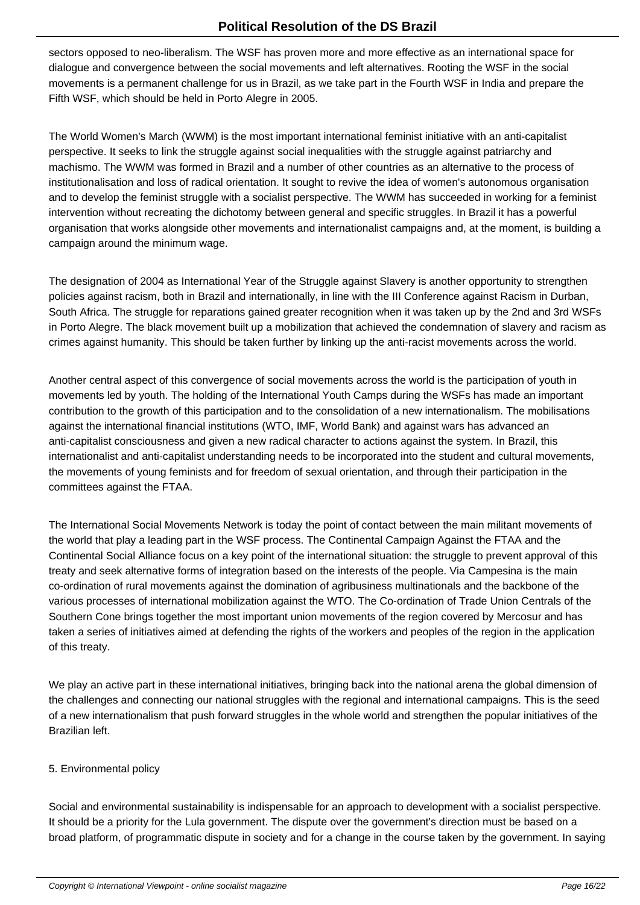sectors opposed to neo-liberalism. The WSF has proven more and more effective as an international space for dialogue and convergence between the social movements and left alternatives. Rooting the WSF in the social movements is a permanent challenge for us in Brazil, as we take part in the Fourth WSF in India and prepare the Fifth WSF, which should be held in Porto Alegre in 2005.

The World Women's March (WWM) is the most important international feminist initiative with an anti-capitalist perspective. It seeks to link the struggle against social inequalities with the struggle against patriarchy and machismo. The WWM was formed in Brazil and a number of other countries as an alternative to the process of institutionalisation and loss of radical orientation. It sought to revive the idea of women's autonomous organisation and to develop the feminist struggle with a socialist perspective. The WWM has succeeded in working for a feminist intervention without recreating the dichotomy between general and specific struggles. In Brazil it has a powerful organisation that works alongside other movements and internationalist campaigns and, at the moment, is building a campaign around the minimum wage.

The designation of 2004 as International Year of the Struggle against Slavery is another opportunity to strengthen policies against racism, both in Brazil and internationally, in line with the III Conference against Racism in Durban, South Africa. The struggle for reparations gained greater recognition when it was taken up by the 2nd and 3rd WSFs in Porto Alegre. The black movement built up a mobilization that achieved the condemnation of slavery and racism as crimes against humanity. This should be taken further by linking up the anti-racist movements across the world.

Another central aspect of this convergence of social movements across the world is the participation of youth in movements led by youth. The holding of the International Youth Camps during the WSFs has made an important contribution to the growth of this participation and to the consolidation of a new internationalism. The mobilisations against the international financial institutions (WTO, IMF, World Bank) and against wars has advanced an anti-capitalist consciousness and given a new radical character to actions against the system. In Brazil, this internationalist and anti-capitalist understanding needs to be incorporated into the student and cultural movements, the movements of young feminists and for freedom of sexual orientation, and through their participation in the committees against the FTAA.

The International Social Movements Network is today the point of contact between the main militant movements of the world that play a leading part in the WSF process. The Continental Campaign Against the FTAA and the Continental Social Alliance focus on a key point of the international situation: the struggle to prevent approval of this treaty and seek alternative forms of integration based on the interests of the people. Via Campesina is the main co-ordination of rural movements against the domination of agribusiness multinationals and the backbone of the various processes of international mobilization against the WTO. The Co-ordination of Trade Union Centrals of the Southern Cone brings together the most important union movements of the region covered by Mercosur and has taken a series of initiatives aimed at defending the rights of the workers and peoples of the region in the application of this treaty.

We play an active part in these international initiatives, bringing back into the national arena the global dimension of the challenges and connecting our national struggles with the regional and international campaigns. This is the seed of a new internationalism that push forward struggles in the whole world and strengthen the popular initiatives of the Brazilian left.

## 5. Environmental policy

Social and environmental sustainability is indispensable for an approach to development with a socialist perspective. It should be a priority for the Lula government. The dispute over the government's direction must be based on a broad platform, of programmatic dispute in society and for a change in the course taken by the government. In saying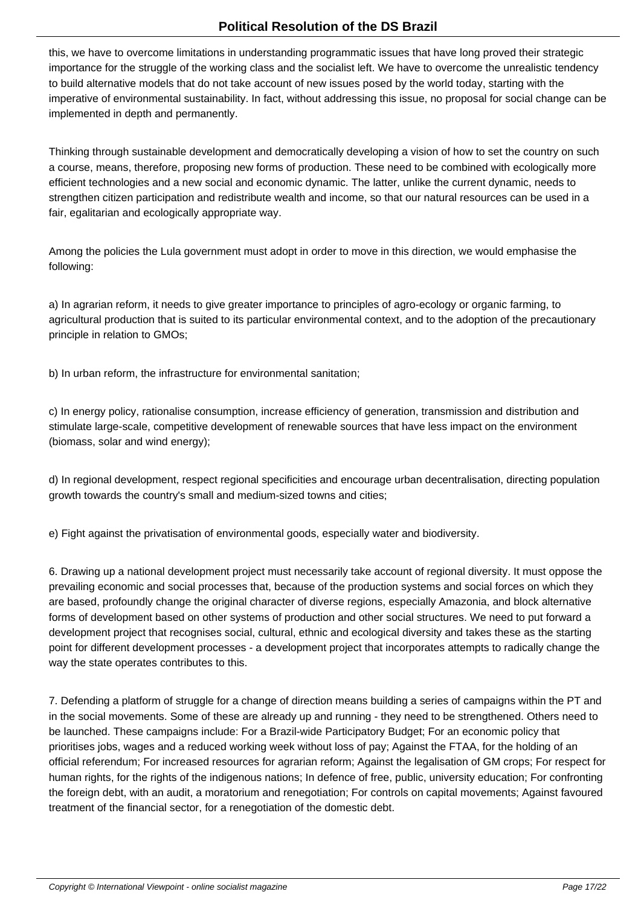this, we have to overcome limitations in understanding programmatic issues that have long proved their strategic importance for the struggle of the working class and the socialist left. We have to overcome the unrealistic tendency to build alternative models that do not take account of new issues posed by the world today, starting with the imperative of environmental sustainability. In fact, without addressing this issue, no proposal for social change can be implemented in depth and permanently.

Thinking through sustainable development and democratically developing a vision of how to set the country on such a course, means, therefore, proposing new forms of production. These need to be combined with ecologically more efficient technologies and a new social and economic dynamic. The latter, unlike the current dynamic, needs to strengthen citizen participation and redistribute wealth and income, so that our natural resources can be used in a fair, egalitarian and ecologically appropriate way.

Among the policies the Lula government must adopt in order to move in this direction, we would emphasise the following:

a) In agrarian reform, it needs to give greater importance to principles of agro-ecology or organic farming, to agricultural production that is suited to its particular environmental context, and to the adoption of the precautionary principle in relation to GMOs;

b) In urban reform, the infrastructure for environmental sanitation;

c) In energy policy, rationalise consumption, increase efficiency of generation, transmission and distribution and stimulate large-scale, competitive development of renewable sources that have less impact on the environment (biomass, solar and wind energy);

d) In regional development, respect regional specificities and encourage urban decentralisation, directing population growth towards the country's small and medium-sized towns and cities;

e) Fight against the privatisation of environmental goods, especially water and biodiversity.

6. Drawing up a national development project must necessarily take account of regional diversity. It must oppose the prevailing economic and social processes that, because of the production systems and social forces on which they are based, profoundly change the original character of diverse regions, especially Amazonia, and block alternative forms of development based on other systems of production and other social structures. We need to put forward a development project that recognises social, cultural, ethnic and ecological diversity and takes these as the starting point for different development processes - a development project that incorporates attempts to radically change the way the state operates contributes to this.

7. Defending a platform of struggle for a change of direction means building a series of campaigns within the PT and in the social movements. Some of these are already up and running - they need to be strengthened. Others need to be launched. These campaigns include: For a Brazil-wide Participatory Budget; For an economic policy that prioritises jobs, wages and a reduced working week without loss of pay; Against the FTAA, for the holding of an official referendum; For increased resources for agrarian reform; Against the legalisation of GM crops; For respect for human rights, for the rights of the indigenous nations; In defence of free, public, university education; For confronting the foreign debt, with an audit, a moratorium and renegotiation; For controls on capital movements; Against favoured treatment of the financial sector, for a renegotiation of the domestic debt.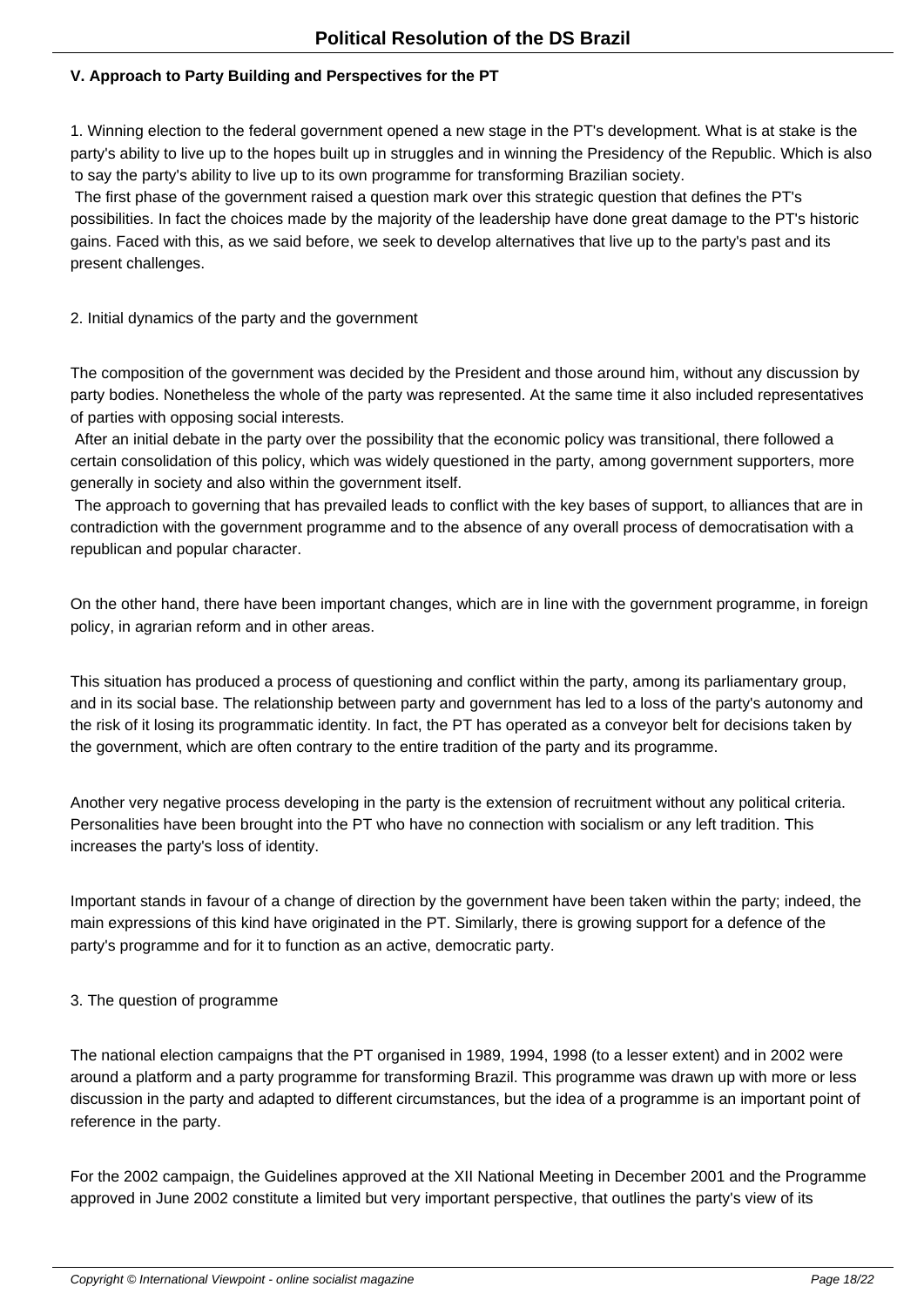**V. Approach to Party Building and Perspectives for the PT**

1. Winning election to the federal government opened a new stage in the PT's development. What is at stake is the party's ability to live up to the hopes built up in struggles and in winning the Presidency of the Republic. Which is also to say the party's ability to live up to its own programme for transforming Brazilian society.

The first phase of the government raised a question mark over this strategic question that defines the PT's possibilities. In fact the choices made by the majority of the leadership have done great damage to the PT's historic gains. Faced with this, as we said before, we seek to develop alternatives that live up to the party's past and its present challenges.

2. Initial dynamics of the party and the government

The composition of the government was decided by the President and those around him, without any discussion by party bodies. Nonetheless the whole of the party was represented. At the same time it also included representatives of parties with opposing social interests.

After an initial debate in the party over the possibility that the economic policy was transitional, there followed a certain consolidation of this policy, which was widely questioned in the party, among government supporters, more generally in society and also within the government itself.

The approach to governing that has prevailed leads to conflict with the key bases of support, to alliances that are in contradiction with the government programme and to the absence of any overall process of democratisation with a republican and popular character.

On the other hand, there have been important changes, which are in line with the government programme, in foreign policy, in agrarian reform and in other areas.

This situation has produced a process of questioning and conflict within the party, among its parliamentary group, and in its social base. The relationship between party and government has led to a loss of the party's autonomy and the risk of it losing its programmatic identity. In fact, the PT has operated as a conveyor belt for decisions taken by the government, which are often contrary to the entire tradition of the party and its programme.

Another very negative process developing in the party is the extension of recruitment without any political criteria. Personalities have been brought into the PT who have no connection with socialism or any left tradition. This increases the party's loss of identity.

Important stands in favour of a change of direction by the government have been taken within the party; indeed, the main expressions of this kind have originated in the PT. Similarly, there is growing support for a defence of the party's programme and for it to function as an active, democratic party.

3. The question of programme

The national election campaigns that the PT organised in 1989, 1994, 1998 (to a lesser extent) and in 2002 were around a platform and a party programme for transforming Brazil. This programme was drawn up with more or less discussion in the party and adapted to different circumstances, but the idea of a programme is an important point of reference in the party.

For the 2002 campaign, the Guidelines approved at the XII National Meeting in December 2001 and the Programme approved in June 2002 constitute a limited but very important perspective, that outlines the party's view of its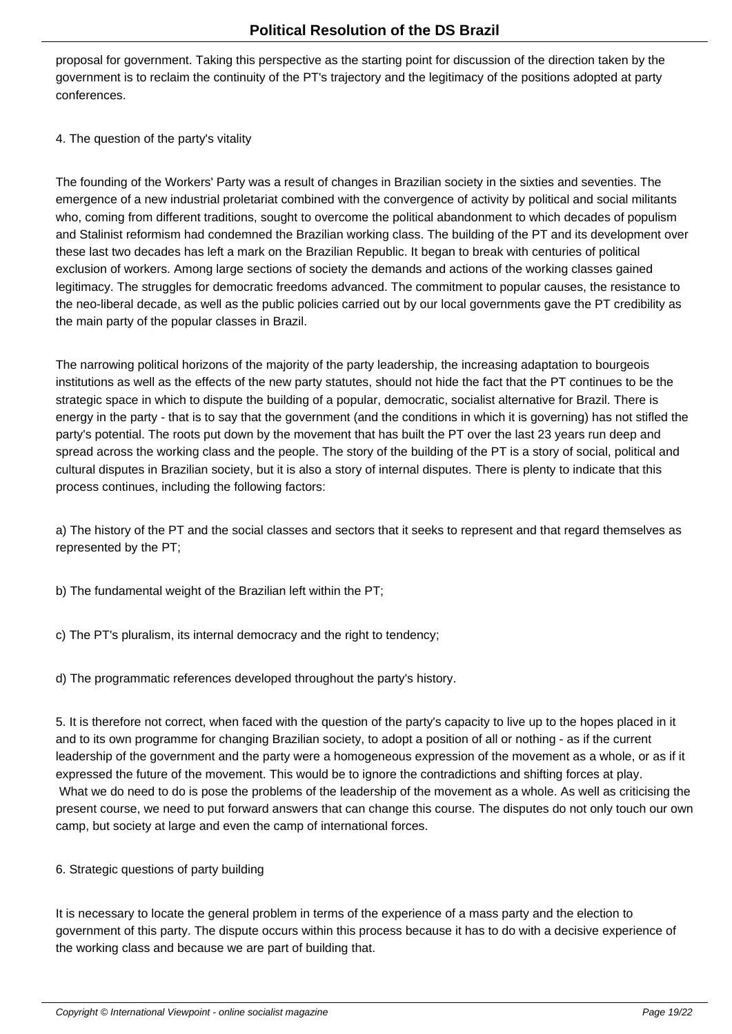proposal for government. Taking this perspective as the starting point for discussion of the direction taken by the government is to reclaim the continuity of the PT's trajectory and the legitimacy of the positions adopted at party conferences.

4. The question of the party's vitality

The founding of the Workers' Party was a result of changes in Brazilian society in the sixties and seventies. The emergence of a new industrial proletariat combined with the convergence of activity by political and social militants who, coming from different traditions, sought to overcome the political abandonment to which decades of populism and Stalinist reformism had condemned the Brazilian working class. The building of the PT and its development over these last two decades has left a mark on the Brazilian Republic. It began to break with centuries of political exclusion of workers. Among large sections of society the demands and actions of the working classes gained legitimacy. The struggles for democratic freedoms advanced. The commitment to popular causes, the resistance to the neo-liberal decade, as well as the public policies carried out by our local governments gave the PT credibility as the main party of the popular classes in Brazil.

The narrowing political horizons of the majority of the party leadership, the increasing adaptation to bourgeois institutions as well as the effects of the new party statutes, should not hide the fact that the PT continues to be the strategic space in which to dispute the building of a popular, democratic, socialist alternative for Brazil. There is energy in the party - that is to say that the government (and the conditions in which it is governing) has not stifled the party's potential. The roots put down by the movement that has built the PT over the last 23 years run deep and spread across the working class and the people. The story of the building of the PT is a story of social, political and cultural disputes in Brazilian society, but it is also a story of internal disputes. There is plenty to indicate that this process continues, including the following factors:

a) The history of the PT and the social classes and sectors that it seeks to represent and that regard themselves as represented by the PT;

b) The fundamental weight of the Brazilian left within the PT;

c) The PT's pluralism, its internal democracy and the right to tendency;

d) The programmatic references developed throughout the party's history.

5. It is therefore not correct, when faced with the question of the party's capacity to live up to the hopes placed in it and to its own programme for changing Brazilian society, to adopt a position of all or nothing - as if the current leadership of the government and the party were a homogeneous expression of the movement as a whole, or as if it expressed the future of the movement. This would be to ignore the contradictions and shifting forces at play.
What we do need to do is pose the problems of the leadership of the movement as a whole. As well as criticising the present course, we need to put forward answers that can change this course. The disputes do not only touch our own camp, but society at large and even the camp of international forces.

6. Strategic questions of party building

It is necessary to locate the general problem in terms of the experience of a mass party and the election to government of this party. The dispute occurs within this process because it has to do with a decisive experience of the working class and because we are part of building that.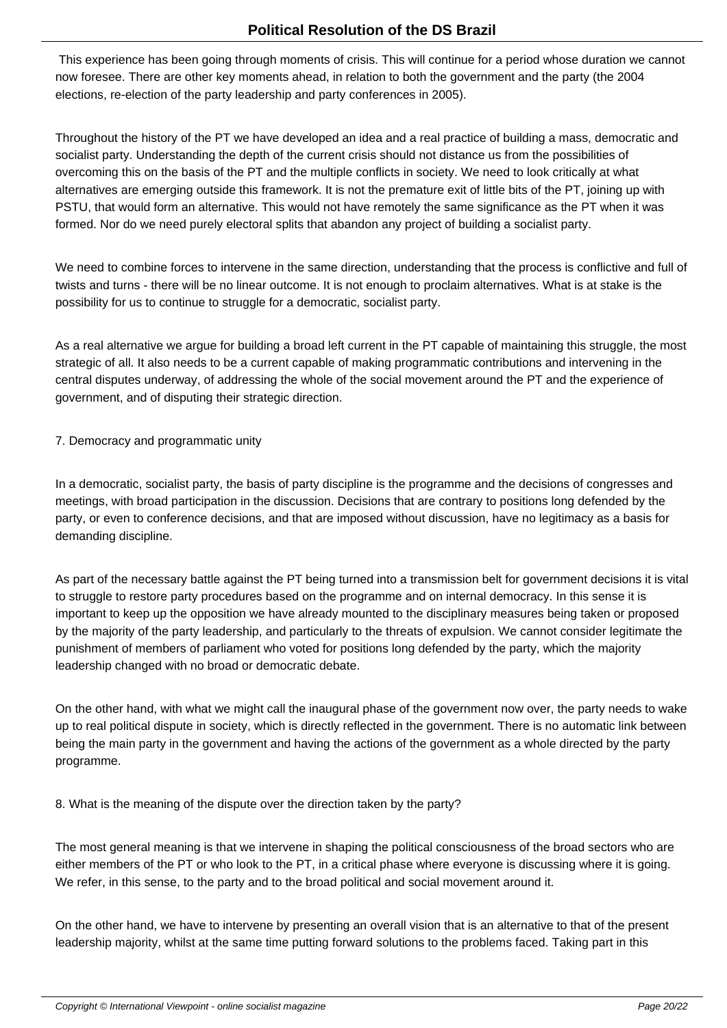This experience has been going through moments of crisis. This will continue for a period whose duration we cannot now foresee. There are other key moments ahead, in relation to both the government and the party (the 2004 elections, re-election of the party leadership and party conferences in 2005).

Throughout the history of the PT we have developed an idea and a real practice of building a mass, democratic and socialist party. Understanding the depth of the current crisis should not distance us from the possibilities of overcoming this on the basis of the PT and the multiple conflicts in society. We need to look critically at what alternatives are emerging outside this framework. It is not the premature exit of little bits of the PT, joining up with PSTU, that would form an alternative. This would not have remotely the same significance as the PT when it was formed. Nor do we need purely electoral splits that abandon any project of building a socialist party.

We need to combine forces to intervene in the same direction, understanding that the process is conflictive and full of twists and turns - there will be no linear outcome. It is not enough to proclaim alternatives. What is at stake is the possibility for us to continue to struggle for a democratic, socialist party.

As a real alternative we argue for building a broad left current in the PT capable of maintaining this struggle, the most strategic of all. It also needs to be a current capable of making programmatic contributions and intervening in the central disputes underway, of addressing the whole of the social movement around the PT and the experience of government, and of disputing their strategic direction.

7. Democracy and programmatic unity

In a democratic, socialist party, the basis of party discipline is the programme and the decisions of congresses and meetings, with broad participation in the discussion. Decisions that are contrary to positions long defended by the party, or even to conference decisions, and that are imposed without discussion, have no legitimacy as a basis for demanding discipline.

As part of the necessary battle against the PT being turned into a transmission belt for government decisions it is vital to struggle to restore party procedures based on the programme and on internal democracy. In this sense it is important to keep up the opposition we have already mounted to the disciplinary measures being taken or proposed by the majority of the party leadership, and particularly to the threats of expulsion. We cannot consider legitimate the punishment of members of parliament who voted for positions long defended by the party, which the majority leadership changed with no broad or democratic debate.

On the other hand, with what we might call the inaugural phase of the government now over, the party needs to wake up to real political dispute in society, which is directly reflected in the government. There is no automatic link between being the main party in the government and having the actions of the government as a whole directed by the party programme.

8. What is the meaning of the dispute over the direction taken by the party?

The most general meaning is that we intervene in shaping the political consciousness of the broad sectors who are either members of the PT or who look to the PT, in a critical phase where everyone is discussing where it is going. We refer, in this sense, to the party and to the broad political and social movement around it.

On the other hand, we have to intervene by presenting an overall vision that is an alternative to that of the present leadership majority, whilst at the same time putting forward solutions to the problems faced. Taking part in this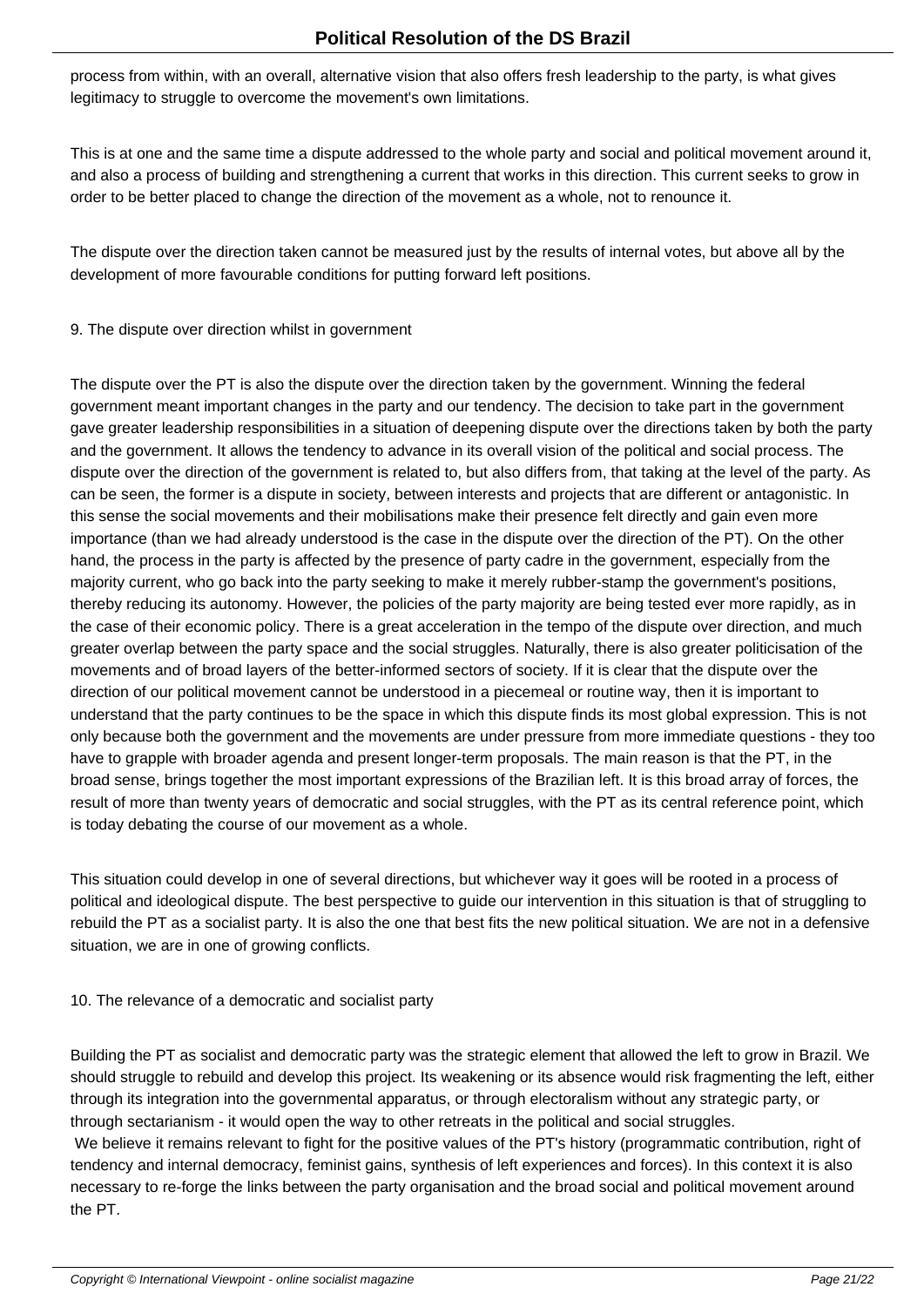process from within, with an overall, alternative vision that also offers fresh leadership to the party, is what gives legitimacy to struggle to overcome the movement's own limitations.

This is at one and the same time a dispute addressed to the whole party and social and political movement around it, and also a process of building and strengthening a current that works in this direction. This current seeks to grow in order to be better placed to change the direction of the movement as a whole, not to renounce it.

The dispute over the direction taken cannot be measured just by the results of internal votes, but above all by the development of more favourable conditions for putting forward left positions.

## 9. The dispute over direction whilst in government

The dispute over the PT is also the dispute over the direction taken by the government. Winning the federal government meant important changes in the party and our tendency. The decision to take part in the government gave greater leadership responsibilities in a situation of deepening dispute over the directions taken by both the party and the government. It allows the tendency to advance in its overall vision of the political and social process. The dispute over the direction of the government is related to, but also differs from, that taking at the level of the party. As can be seen, the former is a dispute in society, between interests and projects that are different or antagonistic. In this sense the social movements and their mobilisations make their presence felt directly and gain even more importance (than we had already understood is the case in the dispute over the direction of the PT). On the other hand, the process in the party is affected by the presence of party cadre in the government, especially from the majority current, who go back into the party seeking to make it merely rubber-stamp the government's positions, thereby reducing its autonomy. However, the policies of the party majority are being tested ever more rapidly, as in the case of their economic policy. There is a great acceleration in the tempo of the dispute over direction, and much greater overlap between the party space and the social struggles. Naturally, there is also greater politicisation of the movements and of broad layers of the better-informed sectors of society. If it is clear that the dispute over the direction of our political movement cannot be understood in a piecemeal or routine way, then it is important to understand that the party continues to be the space in which this dispute finds its most global expression. This is not only because both the government and the movements are under pressure from more immediate questions - they too have to grapple with broader agenda and present longer-term proposals. The main reason is that the PT, in the broad sense, brings together the most important expressions of the Brazilian left. It is this broad array of forces, the result of more than twenty years of democratic and social struggles, with the PT as its central reference point, which is today debating the course of our movement as a whole.

This situation could develop in one of several directions, but whichever way it goes will be rooted in a process of political and ideological dispute. The best perspective to guide our intervention in this situation is that of struggling to rebuild the PT as a socialist party. It is also the one that best fits the new political situation. We are not in a defensive situation, we are in one of growing conflicts.

## 10. The relevance of a democratic and socialist party

Building the PT as socialist and democratic party was the strategic element that allowed the left to grow in Brazil. We should struggle to rebuild and develop this project. Its weakening or its absence would risk fragmenting the left, either through its integration into the governmental apparatus, or through electoralism without any strategic party, or through sectarianism - it would open the way to other retreats in the political and social struggles.

We believe it remains relevant to fight for the positive values of the PT's history (programmatic contribution, right of tendency and internal democracy, feminist gains, synthesis of left experiences and forces). In this context it is also necessary to re-forge the links between the party organisation and the broad social and political movement around the PT.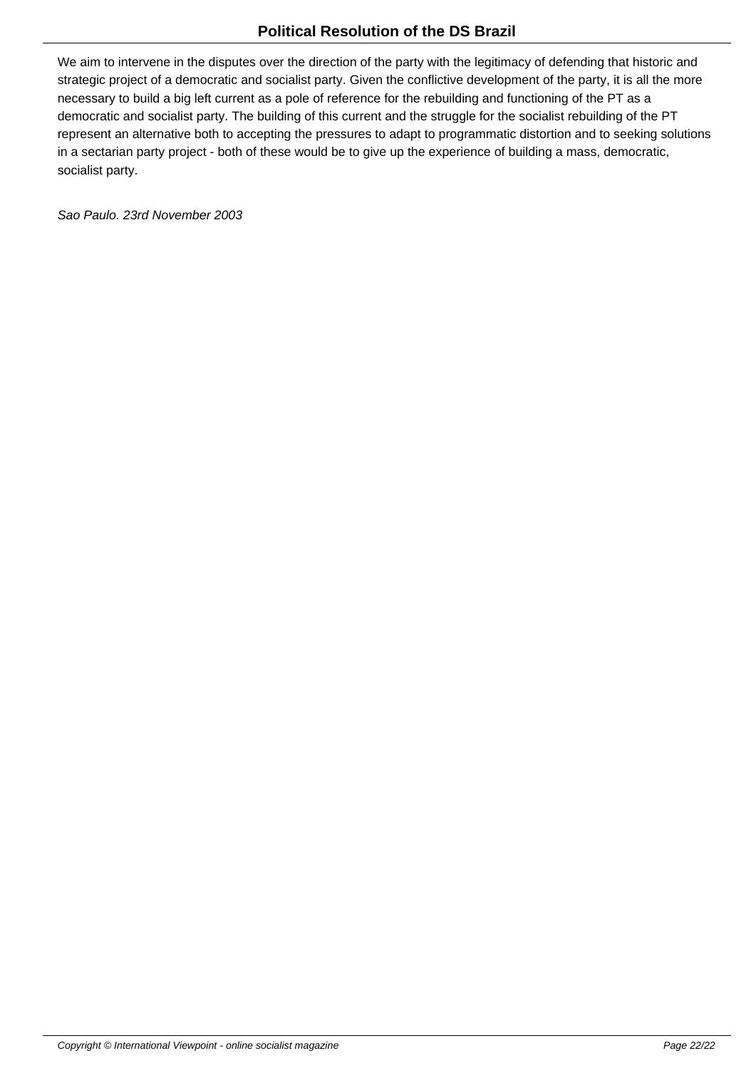We aim to intervene in the disputes over the direction of the party with the legitimacy of defending that historic and strategic project of a democratic and socialist party. Given the conflictive development of the party, it is all the more necessary to build a big left current as a pole of reference for the rebuilding and functioning of the PT as a democratic and socialist party. The building of this current and the struggle for the socialist rebuilding of the PT represent an alternative both to accepting the pressures to adapt to programmatic distortion and to seeking solutions in a sectarian party project - both of these would be to give up the experience of building a mass, democratic, socialist party.

*Sao Paulo. 23rd November 2003*